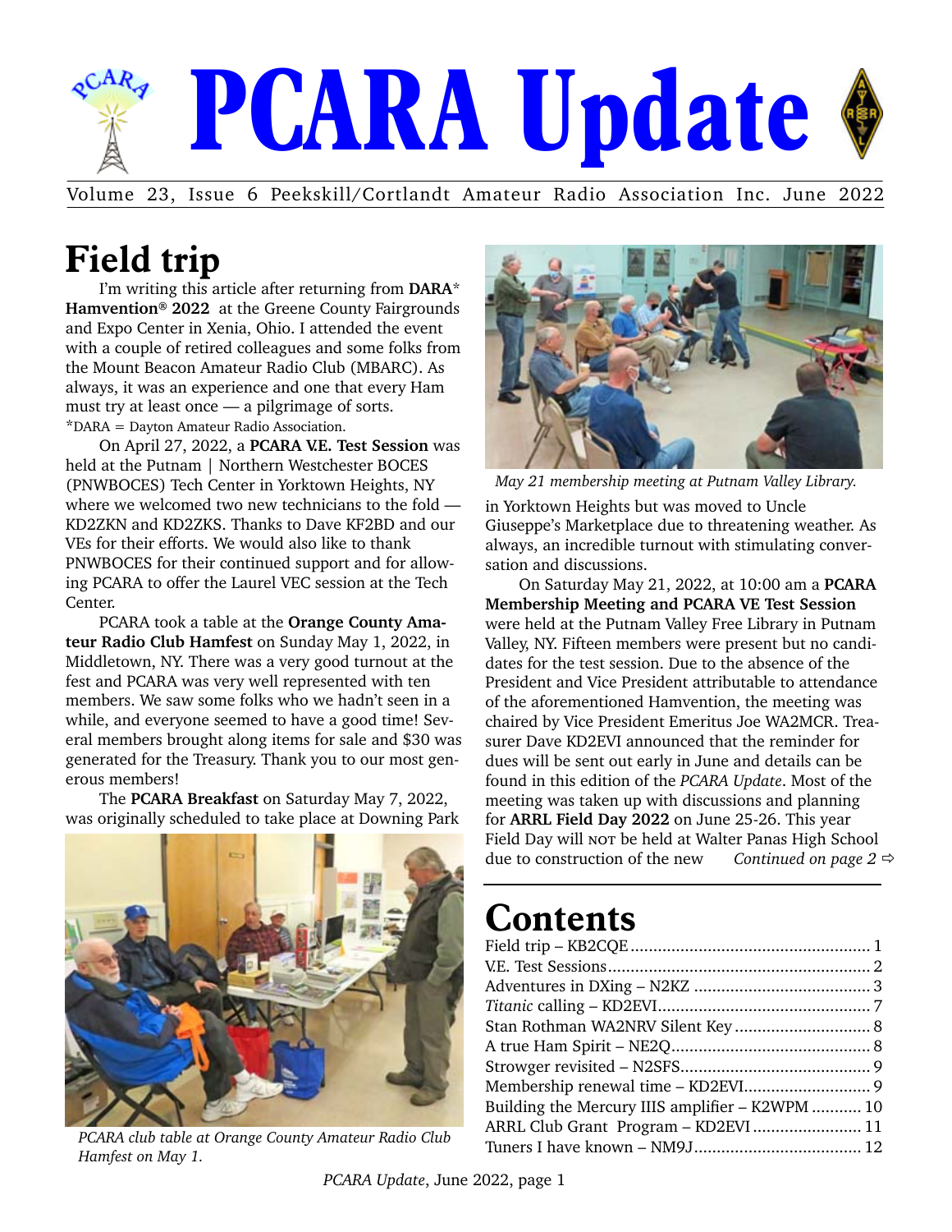# PCARA Update

Volume 23, Issue 6 Peekskill/Cortlandt Amateur Radio Association Inc. June 2022

## Field trip

I'm writing this article after returning from **DARA*** **Hamvention® 2022** at the Greene County Fairgrounds and Expo Center in Xenia, Ohio. I attended the event with a couple of retired colleagues and some folks from the Mount Beacon Amateur Radio Club (MBARC). As always, it was an experience and one that every Ham must try at least once — a pilgrimage of sorts.

*DARA = Dayton Amateur Radio Association.

On April 27, 2022, a **PCARA V.E. Test Session** was held at the Putnam | Northern Westchester BOCES (PNWBOCES) Tech Center in Yorktown Heights, NY where we welcomed two new technicians to the fold — KD2ZKN and KD2ZKS. Thanks to Dave KF2BD and our VEs for their efforts. We would also like to thank PNWBOCES for their continued support and for allowing PCARA to offer the Laurel VEC session at the Tech Center.

PCARA took a table at the **Orange County Amateur Radio Club Hamfest** on Sunday May 1, 2022, in Middletown, NY. There was a very good turnout at the fest and PCARA was very well represented with ten members. We saw some folks who we hadn't seen in a while, and everyone seemed to have a good time! Several members brought along items for sale and $30 was generated for the Treasury. Thank you to our most generous members!

The **PCARA Breakfast** on Saturday May 7, 2022, was originally scheduled to take place at Downing Park in Yorktown Heights but was moved to Uncle Giuseppe's Marketplace due to threatening weather. As always, an incredible turnout with stimulating conversation and discussions.

*PCARA club table at Orange County Amateur Radio Club Hamfest on May 1.*

*May 21 membership meeting at Putnam Valley Library.*

On Saturday May 21, 2022, at 10:00 am a **PCARA Membership Meeting and PCARA VE Test Session** were held at the Putnam Valley Free Library in Putnam Valley, NY. Fifteen members were present but no candidates for the test session. Due to the absence of the President and Vice President attributable to attendance of the aforementioned Hamvention, the meeting was chaired by Vice President Emeritus Joe WA2MCR. Treasurer Dave KD2EVI announced that the reminder for dues will be sent out early in June and details can be found in this edition of the *PCARA Update*. Most of the meeting was taken up with discussions and planning for **ARRL Field Day 2022** on June 25-26. This year Field Day will NOT be held at Walter Panas High School due to construction of the new *Continued on page 2 ⇨*

## Contents

- Field trip – KB2CQE ... 1
- V.E. Test Sessions ... 2
- Adventures in DXing – N2KZ ... 3
- *Titanic* calling – KD2EVI ... 7
- Stan Rothman WA2NRV Silent Key ... 8
- A true Ham Spirit – NE2Q ... 8
- Strowger revisited – N2SFS ... 9
- Membership renewal time – KD2EVI ... 9
- Building the Mercury IIIS amplifier – K2WPM ... 10
- ARRL Club Grant Program – KD2EVI ... 11
- Tuners I have known – NM9J ... 12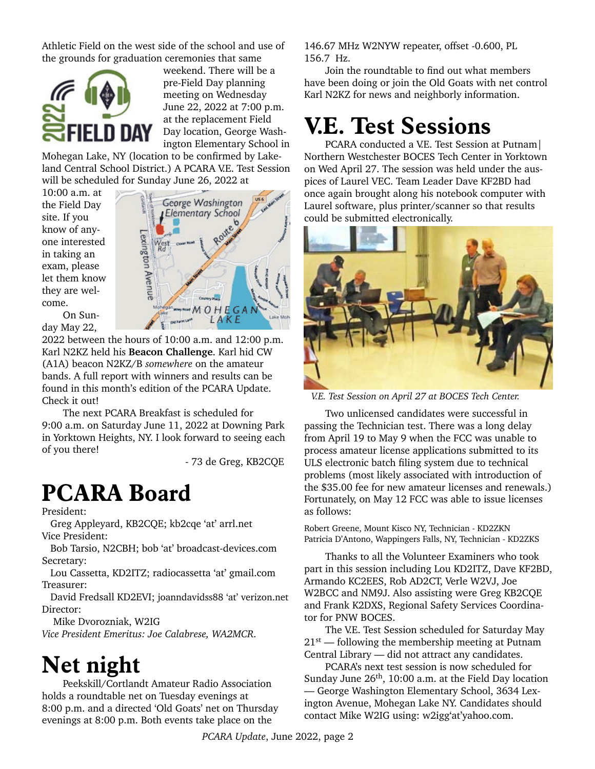Athletic Field on the west side of the school and use of the grounds for graduation ceremonies that same weekend. There will be a pre-Field Day planning meeting on Wednesday June 22, 2022 at 7:00 p.m. at the replacement Field Day location, George Washington Elementary School in Mohegan Lake, NY (location to be confirmed by Lakeland Central School District.) A PCARA V.E. Test Session will be scheduled for Sunday June 26, 2022 at 10:00 a.m. at the Field Day site. If you know of anyone interested in taking an exam, please let them know they are welcome.

On Sunday May 22, 2022 between the hours of 10:00 a.m. and 12:00 p.m. Karl N2KZ held his **Beacon Challenge**. Karl hid CW (A1A) beacon N2KZ/B *somewhere* on the amateur bands. A full report with winners and results can be found in this month's edition of the PCARA Update. Check it out!

The next PCARA Breakfast is scheduled for 9:00 a.m. on Saturday June 11, 2022 at Downing Park in Yorktown Heights, NY. I look forward to seeing each of you there!

- 73 de Greg, KB2CQE

# PCARA Board

President:
  Greg Appleyard, KB2CQE; kb2cqe 'at' arrl.net
Vice President:
  Bob Tarsio, N2CBH; bob 'at' broadcast-devices.com
Secretary:
  Lou Cassetta, KD2ITZ; radiocassetta 'at' gmail.com
Treasurer:
  David Fredsall KD2EVI; joanndavidss88 'at' verizon.net
Director:
  Mike Dvorozniak, W2IG

*Vice President Emeritus: Joe Calabrese, WA2MCR.*

# Net night

Peekskill/Cortlandt Amateur Radio Association holds a roundtable net on Tuesday evenings at 8:00 p.m. and a directed 'Old Goats' net on Thursday evenings at 8:00 p.m. Both events take place on the 146.67 MHz W2NYW repeater, offset -0.600, PL 156.7 Hz.

Join the roundtable to find out what members have been doing or join the Old Goats with net control Karl N2KZ for news and neighborly information.

# V.E. Test Sessions

PCARA conducted a V.E. Test Session at Putnam|Northern Westchester BOCES Tech Center in Yorktown on Wed April 27. The session was held under the auspices of Laurel VEC. Team Leader Dave KF2BD had once again brought along his notebook computer with Laurel software, plus printer/scanner so that results could be submitted electronically.

*V.E. Test Session on April 27 at BOCES Tech Center.*

Two unlicensed candidates were successful in passing the Technician test. There was a long delay from April 19 to May 9 when the FCC was unable to process amateur license applications submitted to its ULS electronic batch filing system due to technical problems (most likely associated with introduction of the $35.00 fee for new amateur licenses and renewals.) Fortunately, on May 12 FCC was able to issue licenses as follows:

Robert Greene, Mount Kisco NY, Technician - KD2ZKN
Patricia D'Antono, Wappingers Falls, NY, Technician - KD2ZKS

Thanks to all the Volunteer Examiners who took part in this session including Lou KD2ITZ, Dave KF2BD, Armando KC2EES, Rob AD2CT, Verle W2VJ, Joe W2BCC and NM9J. Also assisting were Greg KB2CQE and Frank K2DXS, Regional Safety Services Coordinator for PNW BOCES.

The V.E. Test Session scheduled for Saturday May 21st — following the membership meeting at Putnam Central Library — did not attract any candidates.

PCARA's next test session is now scheduled for Sunday June 26th, 10:00 a.m. at the Field Day location — George Washington Elementary School, 3634 Lexington Avenue, Mohegan Lake NY. Candidates should contact Mike W2IG using: w2igg'at'yahoo.com.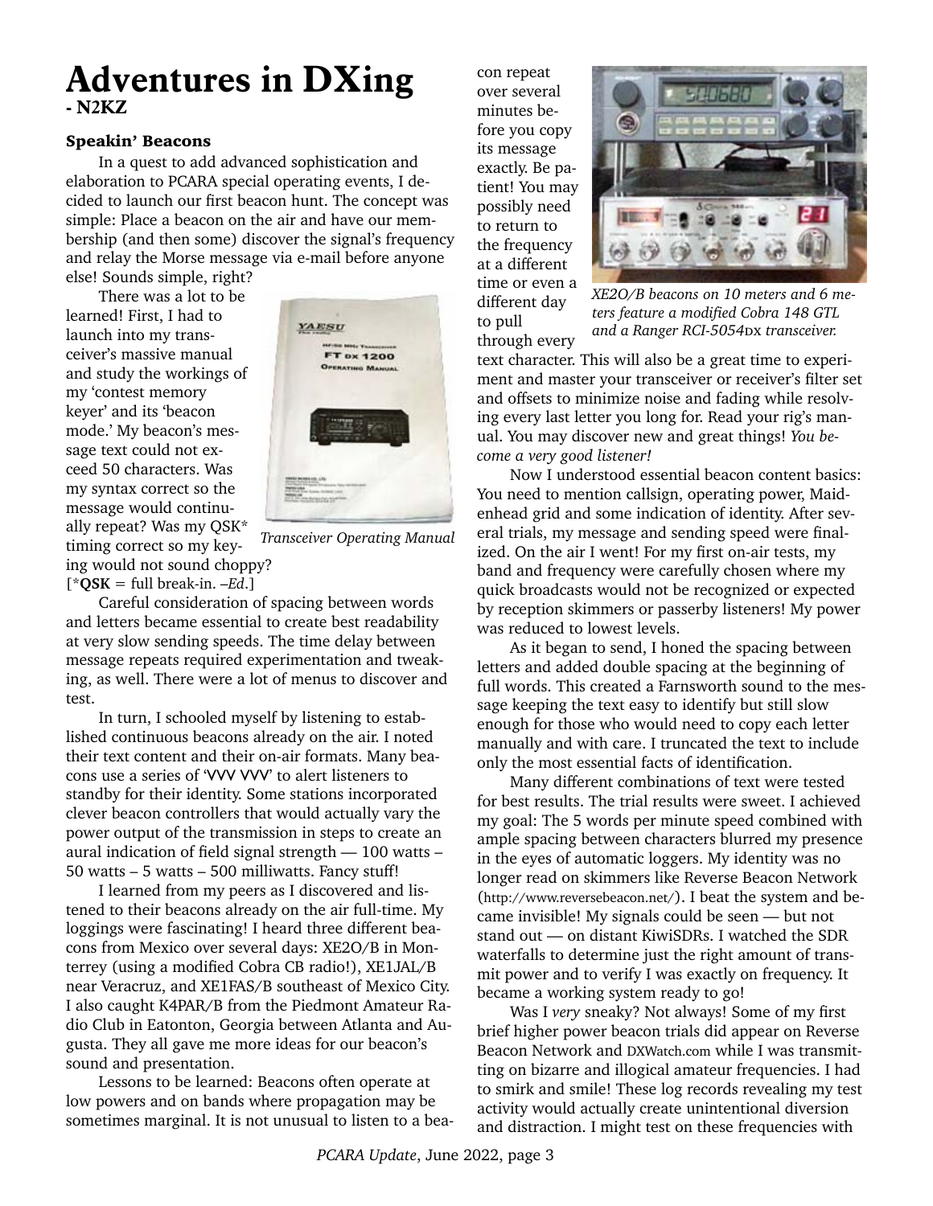# Adventures in DXing
## - N2KZ

### Speakin' Beacons

In a quest to add advanced sophistication and elaboration to PCARA special operating events, I decided to launch our first beacon hunt. The concept was simple: Place a beacon on the air and have our membership (and then some) discover the signal's frequency and relay the Morse message via e-mail before anyone else! Sounds simple, right?

There was a lot to be learned! First, I had to launch into my transceiver's massive manual and study the workings of my 'contest memory keyer' and its 'beacon mode.' My beacon's message text could not exceed 50 characters. Was my syntax correct so the message would continually repeat? Was my QSK* timing correct so my keying would not sound choppy? [***QSK** = full break-in. –*Ed*.]

*Transceiver Operating Manual*

Careful consideration of spacing between words and letters became essential to create best readability at very slow sending speeds. The time delay between message repeats required experimentation and tweaking, as well. There were a lot of menus to discover and test.

In turn, I schooled myself by listening to established continuous beacons already on the air. I noted their text content and their on-air formats. Many beacons use a series of 'VVV VVV' to alert listeners to standby for their identity. Some stations incorporated clever beacon controllers that would actually vary the power output of the transmission in steps to create an aural indication of field signal strength — 100 watts – 50 watts – 5 watts – 500 milliwatts. Fancy stuff!

I learned from my peers as I discovered and listened to their beacons already on the air full-time. My loggings were fascinating! I heard three different beacons from Mexico over several days: XE2O/B in Monterrey (using a modified Cobra CB radio!), XE1JAL/B near Veracruz, and XE1FAS/B southeast of Mexico City. I also caught K4PAR/B from the Piedmont Amateur Radio Club in Eatonton, Georgia between Atlanta and Augusta. They all gave me more ideas for our beacon's sound and presentation.

Lessons to be learned: Beacons often operate at low powers and on bands where propagation may be sometimes marginal. It is not unusual to listen to a beacon repeat over several minutes before you copy its message exactly. Be patient! You may possibly need to return to the frequency at a different time or even a different day to pull through every text character. This will also be a great time to experiment and master your transceiver or receiver's filter set and offsets to minimize noise and fading while resolving every last letter you long for. Read your rig's manual. You may discover new and great things! *You become a very good listener!*

*XE2O/B beacons on 10 meters and 6 meters feature a modified Cobra 148 GTL and a Ranger RCI-5054DX transceiver.*

Now I understood essential beacon content basics: You need to mention callsign, operating power, Maidenhead grid and some indication of identity. After several trials, my message and sending speed were finalized. On the air I went! For my first on-air tests, my band and frequency were carefully chosen where my quick broadcasts would not be recognized or expected by reception skimmers or passerby listeners! My power was reduced to lowest levels.

As it began to send, I honed the spacing between letters and added double spacing at the beginning of full words. This created a Farnsworth sound to the message keeping the text easy to identify but still slow enough for those who would need to copy each letter manually and with care. I truncated the text to include only the most essential facts of identification.

Many different combinations of text were tested for best results. The trial results were sweet. I achieved my goal: The 5 words per minute speed combined with ample spacing between characters blurred my presence in the eyes of automatic loggers. My identity was no longer read on skimmers like Reverse Beacon Network (http://www.reversebeacon.net/). I beat the system and became invisible! My signals could be seen — but not stand out — on distant KiwiSDRs. I watched the SDR waterfalls to determine just the right amount of transmit power and to verify I was exactly on frequency. It became a working system ready to go!

Was I *very* sneaky? Not always! Some of my first brief higher power beacon trials did appear on Reverse Beacon Network and DXWatch.com while I was transmitting on bizarre and illogical amateur frequencies. I had to smirk and smile! These log records revealing my test activity would actually create unintentional diversion and distraction. I might test on these frequencies with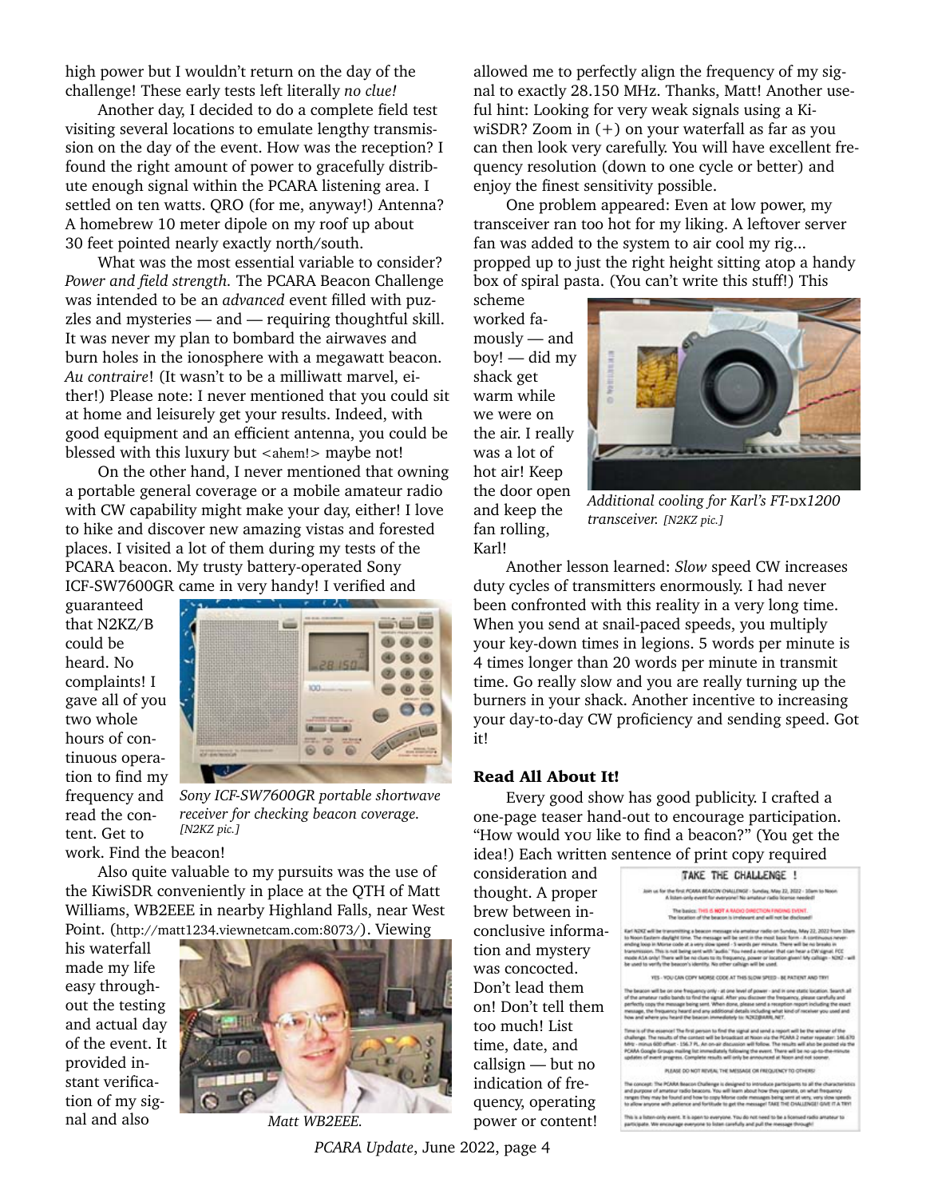high power but I wouldn't return on the day of the challenge! These early tests left literally *no clue!*

Another day, I decided to do a complete field test visiting several locations to emulate lengthy transmission on the day of the event. How was the reception? I found the right amount of power to gracefully distribute enough signal within the PCARA listening area. I settled on ten watts. QRO (for me, anyway!) Antenna? A homebrew 10 meter dipole on my roof up about 30 feet pointed nearly exactly north/south.

What was the most essential variable to consider? *Power and field strength.* The PCARA Beacon Challenge was intended to be an *advanced* event filled with puzzles and mysteries — and — requiring thoughtful skill. It was never my plan to bombard the airwaves and burn holes in the ionosphere with a megawatt beacon. *Au contraire*! (It wasn't to be a milliwatt marvel, either!) Please note: I never mentioned that you could sit at home and leisurely get your results. Indeed, with good equipment and an efficient antenna, you could be blessed with this luxury but <ahem!> maybe not!

On the other hand, I never mentioned that owning a portable general coverage or a mobile amateur radio with CW capability might make your day, either! I love to hike and discover new amazing vistas and forested places. I visited a lot of them during my tests of the PCARA beacon. My trusty battery-operated Sony ICF-SW7600GR came in very handy! I verified and guaranteed that N2KZ/B could be heard. No complaints! I gave all of you two whole hours of continuous operation to find my frequency and read the content. Get to work. Find the beacon!

*Sony ICF-SW7600GR portable shortwave receiver for checking beacon coverage. [N2KZ pic.]*

Also quite valuable to my pursuits was the use of the KiwiSDR conveniently in place at the QTH of Matt Williams, WB2EEE in nearby Highland Falls, near West Point. (http://matt1234.viewnetcam.com:8073/). Viewing his waterfall made my life easy throughout the testing and actual day of the event. It provided instant verification of my signal and also allowed me to perfectly align the frequency of my signal to exactly 28.150 MHz. Thanks, Matt! Another useful hint: Looking for very weak signals using a KiwiSDR? Zoom in (+) on your waterfall as far as you can then look very carefully. You will have excellent frequency resolution (down to one cycle or better) and enjoy the finest sensitivity possible.

*Matt WB2EEE.*

One problem appeared: Even at low power, my transceiver ran too hot for my liking. A leftover server fan was added to the system to air cool my rig... propped up to just the right height sitting atop a handy box of spiral pasta. (You can't write this stuff!) This scheme worked famously — and boy! — did my shack get warm while we were on the air. I really was a lot of hot air! Keep the door open and keep the fan rolling, Karl!

*Additional cooling for Karl's FT-DX1200 transceiver. [N2KZ pic.]*

Another lesson learned: *Slow* speed CW increases duty cycles of transmitters enormously. I had never been confronted with this reality in a very long time. When you send at snail-paced speeds, you multiply your key-down times in legions. 5 words per minute is 4 times longer than 20 words per minute in transmit time. Go really slow and you are really turning up the burners in your shack. Another incentive to increasing your day-to-day CW proficiency and sending speed. Got it!

## Read All About It!

Every good show has good publicity. I crafted a one-page teaser hand-out to encourage participation. "How would YOU like to find a beacon?" (You get the idea!) Each written sentence of print copy required consideration and thought. A proper brew between inconclusive information and mystery was concocted. Don't lead them on! Don't tell them too much! List time, date, and callsign — but no indication of frequency, operating power or content!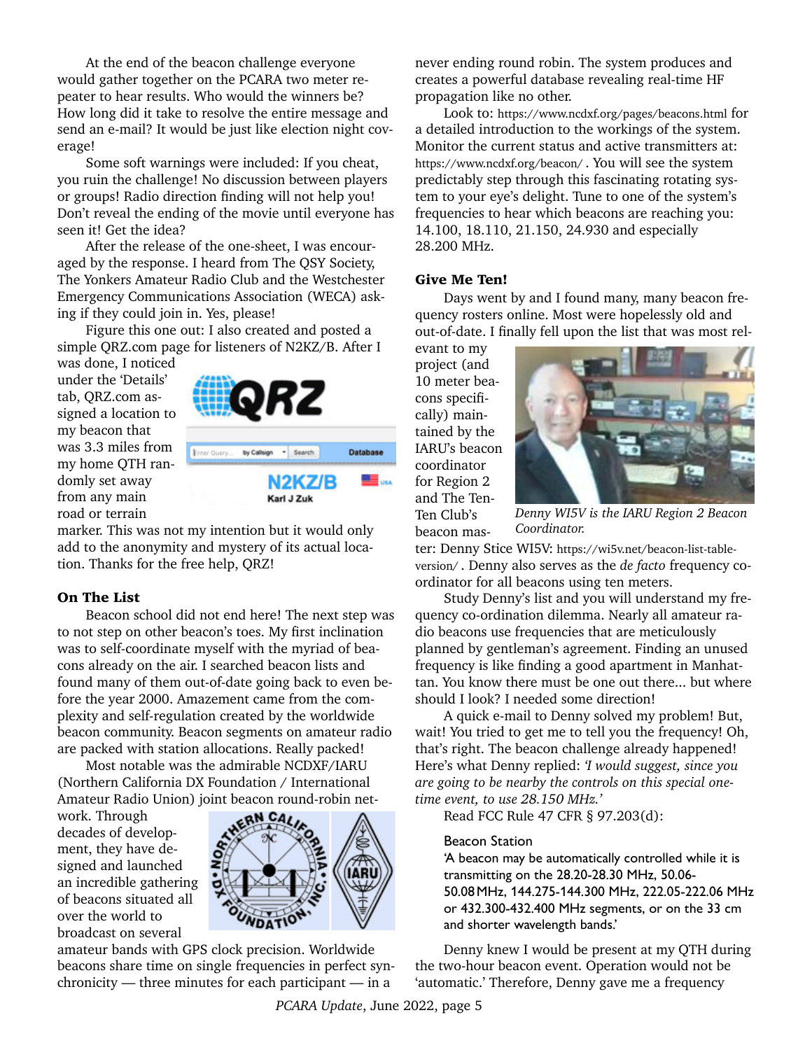At the end of the beacon challenge everyone would gather together on the PCARA two meter repeater to hear results. Who would the winners be? How long did it take to resolve the entire message and send an e-mail? It would be just like election night coverage!

Some soft warnings were included: If you cheat, you ruin the challenge! No discussion between players or groups! Radio direction finding will not help you! Don't reveal the ending of the movie until everyone has seen it! Get the idea?

After the release of the one-sheet, I was encouraged by the response. I heard from The QSY Society, The Yonkers Amateur Radio Club and the Westchester Emergency Communications Association (WECA) asking if they could join in. Yes, please!

Figure this one out: I also created and posted a simple QRZ.com page for listeners of N2KZ/B. After I was done, I noticed under the 'Details' tab, QRZ.com assigned a location to my beacon that was 3.3 miles from my home QTH randomly set away from any main road or terrain marker. This was not my intention but it would only add to the anonymity and mystery of its actual location. Thanks for the free help, QRZ!

### On The List

Beacon school did not end here! The next step was to not step on other beacon's toes. My first inclination was to self-coordinate myself with the myriad of beacons already on the air. I searched beacon lists and found many of them out-of-date going back to even before the year 2000. Amazement came from the complexity and self-regulation created by the worldwide beacon community. Beacon segments on amateur radio are packed with station allocations. Really packed!

Most notable was the admirable NCDXF/IARU (Northern California DX Foundation / International Amateur Radio Union) joint beacon round-robin network. Through decades of development, they have designed and launched an incredible gathering of beacons situated all over the world to broadcast on several amateur bands with GPS clock precision. Worldwide beacons share time on single frequencies in perfect synchronicity — three minutes for each participant — in a never ending round robin. The system produces and creates a powerful database revealing real-time HF propagation like no other.

Look to: https://www.ncdxf.org/pages/beacons.html for a detailed introduction to the workings of the system. Monitor the current status and active transmitters at: https://www.ncdxf.org/beacon/ . You will see the system predictably step through this fascinating rotating system to your eye's delight. Tune to one of the system's frequencies to hear which beacons are reaching you: 14.100, 18.110, 21.150, 24.930 and especially 28.200 MHz.

### Give Me Ten!

Days went by and I found many, many beacon frequency rosters online. Most were hopelessly old and out-of-date. I finally fell upon the list that was most relevant to my project (and 10 meter beacons specifically) maintained by the IARU's beacon coordinator for Region 2 and The Ten-Ten Club's beacon master: Denny Stice WI5V: https://wi5v.net/beacon-list-table-version/ . Denny also serves as the *de facto* frequency coordinator for all beacons using ten meters.

*Denny WI5V is the IARU Region 2 Beacon Coordinator.*

Study Denny's list and you will understand my frequency co-ordination dilemma. Nearly all amateur radio beacons use frequencies that are meticulously planned by gentleman's agreement. Finding an unused frequency is like finding a good apartment in Manhattan. You know there must be one out there... but where should I look? I needed some direction!

A quick e-mail to Denny solved my problem! But, wait! You tried to get me to tell you the frequency! Oh, that's right. The beacon challenge already happened! Here's what Denny replied: *'I would suggest, since you are going to be nearby the controls on this special one-time event, to use 28.150 MHz.'*

Read FCC Rule 47 CFR § 97.203(d):

> Beacon Station
> 'A beacon may be automatically controlled while it is transmitting on the 28.20-28.30 MHz, 50.06-50.08 MHz, 144.275-144.300 MHz, 222.05-222.06 MHz or 432.300-432.400 MHz segments, or on the 33 cm and shorter wavelength bands.'

Denny knew I would be present at my QTH during the two-hour beacon event. Operation would not be 'automatic.' Therefore, Denny gave me a frequency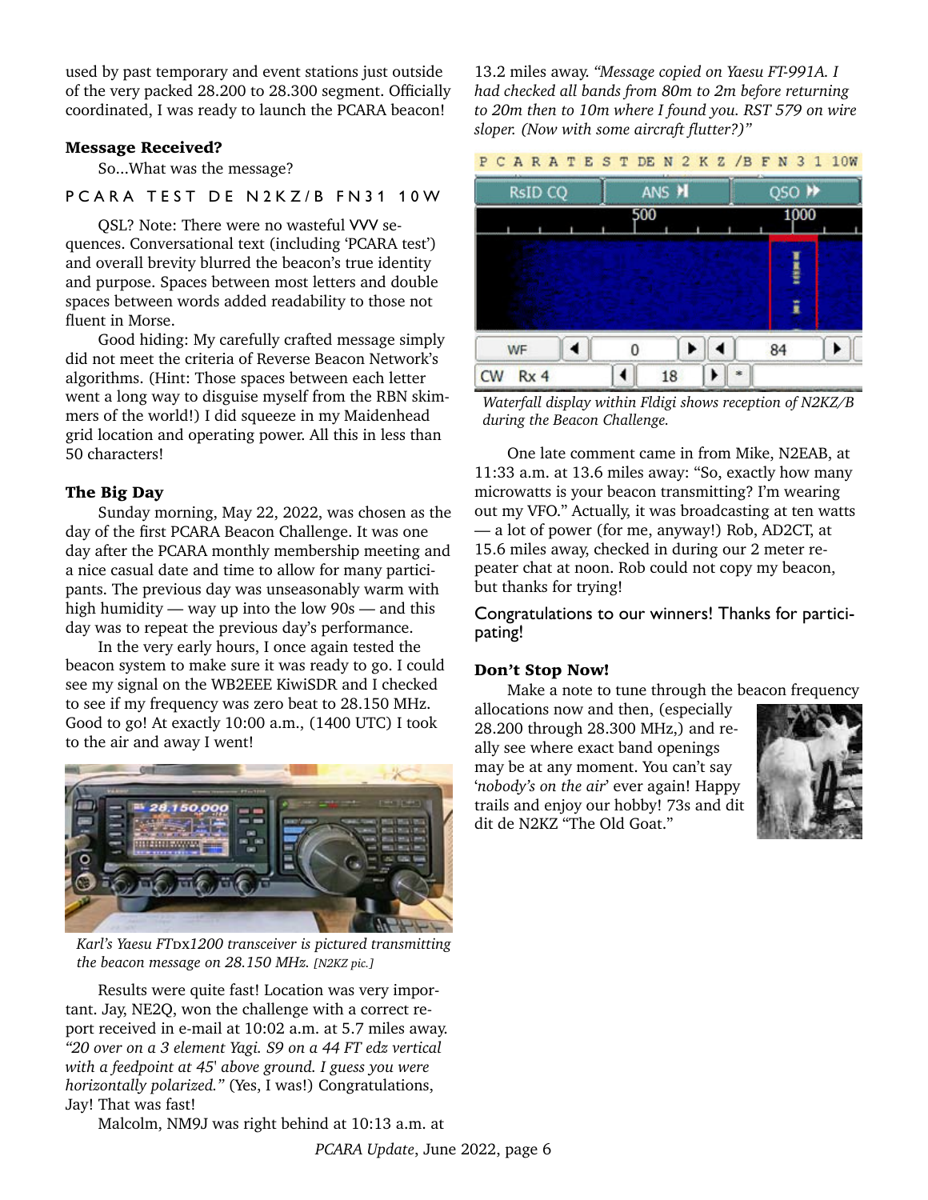used by past temporary and event stations just outside of the very packed 28.200 to 28.300 segment. Officially coordinated, I was ready to launch the PCARA beacon!

### Message Received?

So...What was the message?

PCARA TEST DE N2KZ/B FN31 10W

QSL? Note: There were no wasteful VVV sequences. Conversational text (including 'PCARA test') and overall brevity blurred the beacon's true identity and purpose. Spaces between most letters and double spaces between words added readability to those not fluent in Morse.

Good hiding: My carefully crafted message simply did not meet the criteria of Reverse Beacon Network's algorithms. (Hint: Those spaces between each letter went a long way to disguise myself from the RBN skimmers of the world!) I did squeeze in my Maidenhead grid location and operating power. All this in less than 50 characters!

### The Big Day

Sunday morning, May 22, 2022, was chosen as the day of the first PCARA Beacon Challenge. It was one day after the PCARA monthly membership meeting and a nice casual date and time to allow for many participants. The previous day was unseasonably warm with high humidity — way up into the low 90s — and this day was to repeat the previous day's performance.

In the very early hours, I once again tested the beacon system to make sure it was ready to go. I could see my signal on the WB2EEE KiwiSDR and I checked to see if my frequency was zero beat to 28.150 MHz. Good to go! At exactly 10:00 a.m., (1400 UTC) I took to the air and away I went!

*Karl's Yaesu FTDX1200 transceiver is pictured transmitting the beacon message on 28.150 MHz. [N2KZ pic.]*

Results were quite fast! Location was very important. Jay, NE2Q, won the challenge with a correct report received in e-mail at 10:02 a.m. at 5.7 miles away. *"20 over on a 3 element Yagi. S9 on a 44 FT edz vertical with a feedpoint at 45' above ground. I guess you were horizontally polarized."* (Yes, I was!) Congratulations, Jay! That was fast!

Malcolm, NM9J was right behind at 10:13 a.m. at 13.2 miles away. *"Message copied on Yaesu FT-991A. I had checked all bands from 80m to 2m before returning to 20m then to 10m where I found you. RST 579 on wire sloper. (Now with some aircraft flutter?)"*

*Waterfall display within Fldigi shows reception of N2KZ/B during the Beacon Challenge.*

One late comment came in from Mike, N2EAB, at 11:33 a.m. at 13.6 miles away: "So, exactly how many microwatts is your beacon transmitting? I'm wearing out my VFO." Actually, it was broadcasting at ten watts — a lot of power (for me, anyway!) Rob, AD2CT, at 15.6 miles away, checked in during our 2 meter repeater chat at noon. Rob could not copy my beacon, but thanks for trying!

Congratulations to our winners! Thanks for participating!

### Don't Stop Now!

Make a note to tune through the beacon frequency allocations now and then, (especially 28.200 through 28.300 MHz,) and really see where exact band openings may be at any moment. You can't say '*nobody's on the air*' ever again! Happy trails and enjoy our hobby! 73s and dit dit de N2KZ "The Old Goat."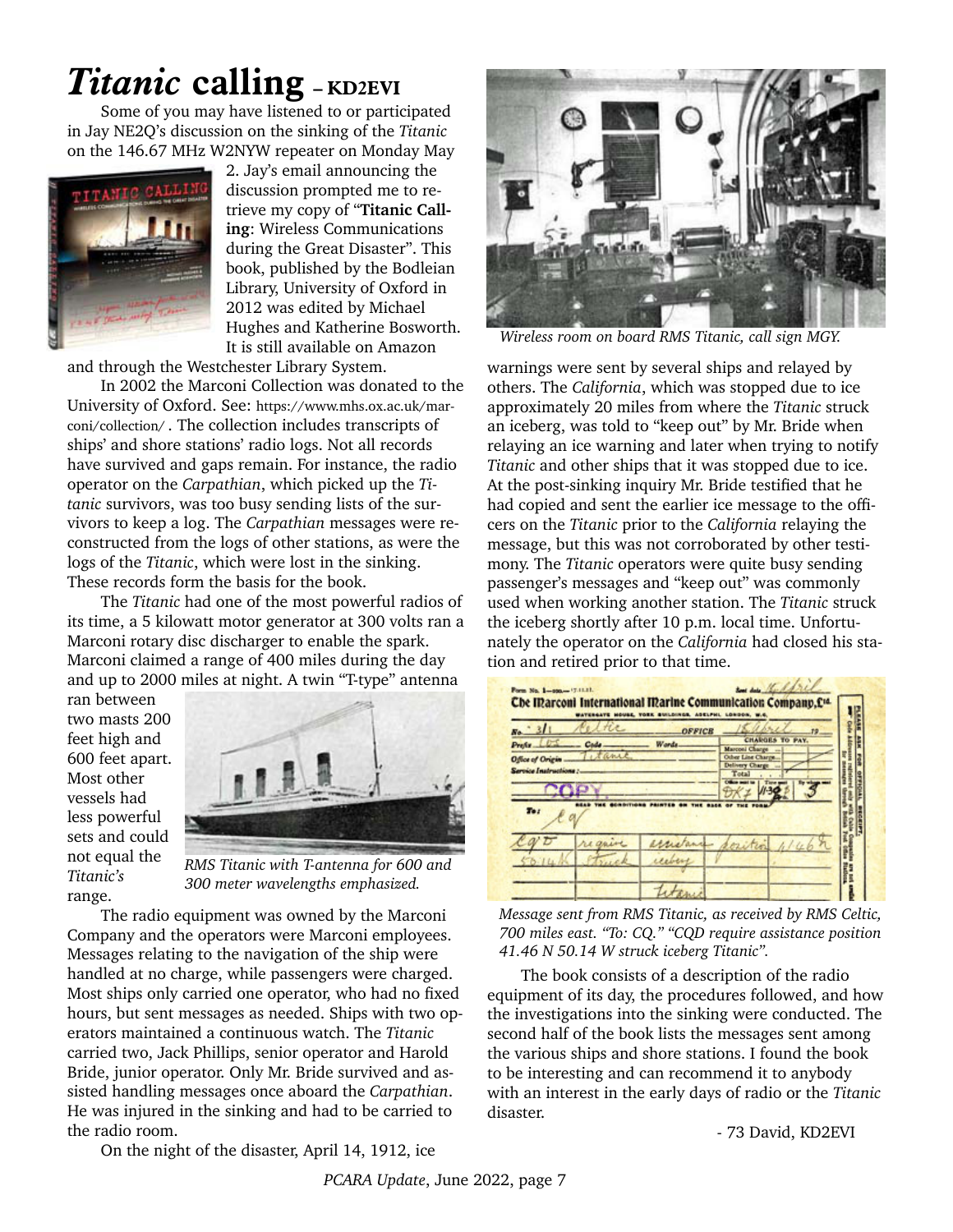# *Titanic* calling – KD2EVI

Some of you may have listened to or participated in Jay NE2Q's discussion on the sinking of the *Titanic* on the 146.67 MHz W2NYW repeater on Monday May 2. Jay's email announcing the discussion prompted me to retrieve my copy of "**Titanic Calling**: Wireless Communications during the Great Disaster". This book, published by the Bodleian Library, University of Oxford in 2012 was edited by Michael Hughes and Katherine Bosworth. It is still available on Amazon and through the Westchester Library System.

In 2002 the Marconi Collection was donated to the University of Oxford. See: https://www.mhs.ox.ac.uk/marconi/collection/ . The collection includes transcripts of ships' and shore stations' radio logs. Not all records have survived and gaps remain. For instance, the radio operator on the *Carpathian*, which picked up the *Titanic* survivors, was too busy sending lists of the survivors to keep a log. The *Carpathian* messages were reconstructed from the logs of other stations, as were the logs of the *Titanic*, which were lost in the sinking. These records form the basis for the book.

The *Titanic* had one of the most powerful radios of its time, a 5 kilowatt motor generator at 300 volts ran a Marconi rotary disc discharger to enable the spark. Marconi claimed a range of 400 miles during the day and up to 2000 miles at night. A twin "T-type" antenna ran between two masts 200 feet high and 600 feet apart. Most other vessels had less powerful sets and could not equal the *Titanic's* range.

*RMS Titanic with T-antenna for 600 and 300 meter wavelengths emphasized.*

The radio equipment was owned by the Marconi Company and the operators were Marconi employees. Messages relating to the navigation of the ship were handled at no charge, while passengers were charged. Most ships only carried one operator, who had no fixed hours, but sent messages as needed. Ships with two operators maintained a continuous watch. The *Titanic* carried two, Jack Phillips, senior operator and Harold Bride, junior operator. Only Mr. Bride survived and assisted handling messages once aboard the *Carpathian*. He was injured in the sinking and had to be carried to the radio room.

On the night of the disaster, April 14, 1912, ice warnings were sent by several ships and relayed by others. The *California*, which was stopped due to ice approximately 20 miles from where the *Titanic* struck an iceberg, was told to "keep out" by Mr. Bride when relaying an ice warning and later when trying to notify *Titanic* and other ships that it was stopped due to ice. At the post-sinking inquiry Mr. Bride testified that he had copied and sent the earlier ice message to the officers on the *Titanic* prior to the *California* relaying the message, but this was not corroborated by other testimony. The *Titanic* operators were quite busy sending passenger's messages and "keep out" was commonly used when working another station. The *Titanic* struck the iceberg shortly after 10 p.m. local time. Unfortunately the operator on the *California* had closed his station and retired prior to that time.

*Wireless room on board RMS Titanic, call sign MGY.*

*Message sent from RMS Titanic, as received by RMS Celtic, 700 miles east. "To: CQ." "CQD require assistance position 41.46 N 50.14 W struck iceberg Titanic".*

The book consists of a description of the radio equipment of its day, the procedures followed, and how the investigations into the sinking were conducted. The second half of the book lists the messages sent among the various ships and shore stations. I found the book to be interesting and can recommend it to anybody with an interest in the early days of radio or the *Titanic* disaster.

- 73 David, KD2EVI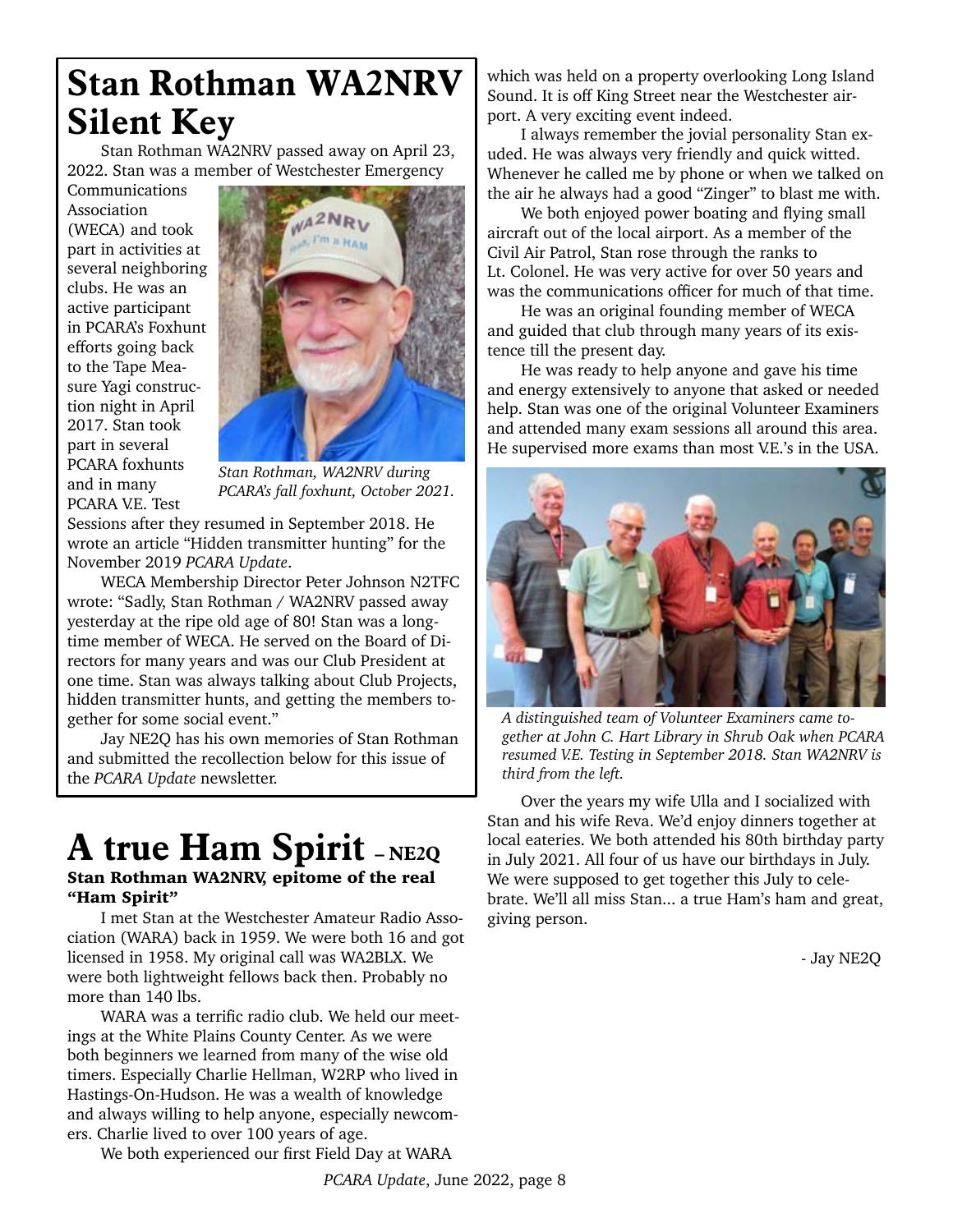# Stan Rothman WA2NRV Silent Key

Stan Rothman WA2NRV passed away on April 23, 2022. Stan was a member of Westchester Emergency Communications Association (WECA) and took part in activities at several neighboring clubs. He was an active participant in PCARA's Foxhunt efforts going back to the Tape Measure Yagi construction night in April 2017. Stan took part in several PCARA foxhunts and in many PCARA V.E. Test Sessions after they resumed in September 2018. He wrote an article "Hidden transmitter hunting" for the November 2019 *PCARA Update*.

*Stan Rothman, WA2NRV during PCARA's fall foxhunt, October 2021.*

WECA Membership Director Peter Johnson N2TFC wrote: "Sadly, Stan Rothman / WA2NRV passed away yesterday at the ripe old age of 80! Stan was a longtime member of WECA. He served on the Board of Directors for many years and was our Club President at one time. Stan was always talking about Club Projects, hidden transmitter hunts, and getting the members together for some social event."

Jay NE2Q has his own memories of Stan Rothman and submitted the recollection below for this issue of the *PCARA Update* newsletter.

# A true Ham Spirit – NE2Q

### Stan Rothman WA2NRV, epitome of the real "Ham Spirit"

I met Stan at the Westchester Amateur Radio Association (WARA) back in 1959. We were both 16 and got licensed in 1958. My original call was WA2BLX. We were both lightweight fellows back then. Probably no more than 140 lbs.

WARA was a terrific radio club. We held our meetings at the White Plains County Center. As we were both beginners we learned from many of the wise old timers. Especially Charlie Hellman, W2RP who lived in Hastings-On-Hudson. He was a wealth of knowledge and always willing to help anyone, especially newcomers. Charlie lived to over 100 years of age.

We both experienced our first Field Day at WARA which was held on a property overlooking Long Island Sound. It is off King Street near the Westchester airport. A very exciting event indeed.

I always remember the jovial personality Stan exuded. He was always very friendly and quick witted. Whenever he called me by phone or when we talked on the air he always had a good "Zinger" to blast me with.

We both enjoyed power boating and flying small aircraft out of the local airport. As a member of the Civil Air Patrol, Stan rose through the ranks to Lt. Colonel. He was very active for over 50 years and was the communications officer for much of that time.

He was an original founding member of WECA and guided that club through many years of its existence till the present day.

He was ready to help anyone and gave his time and energy extensively to anyone that asked or needed help. Stan was one of the original Volunteer Examiners and attended many exam sessions all around this area. He supervised more exams than most V.E.'s in the USA.

*A distinguished team of Volunteer Examiners came together at John C. Hart Library in Shrub Oak when PCARA resumed V.E. Testing in September 2018. Stan WA2NRV is third from the left.*

Over the years my wife Ulla and I socialized with Stan and his wife Reva. We'd enjoy dinners together at local eateries. We both attended his 80th birthday party in July 2021. All four of us have our birthdays in July. We were supposed to get together this July to celebrate. We'll all miss Stan... a true Ham's ham and great, giving person.

- Jay NE2Q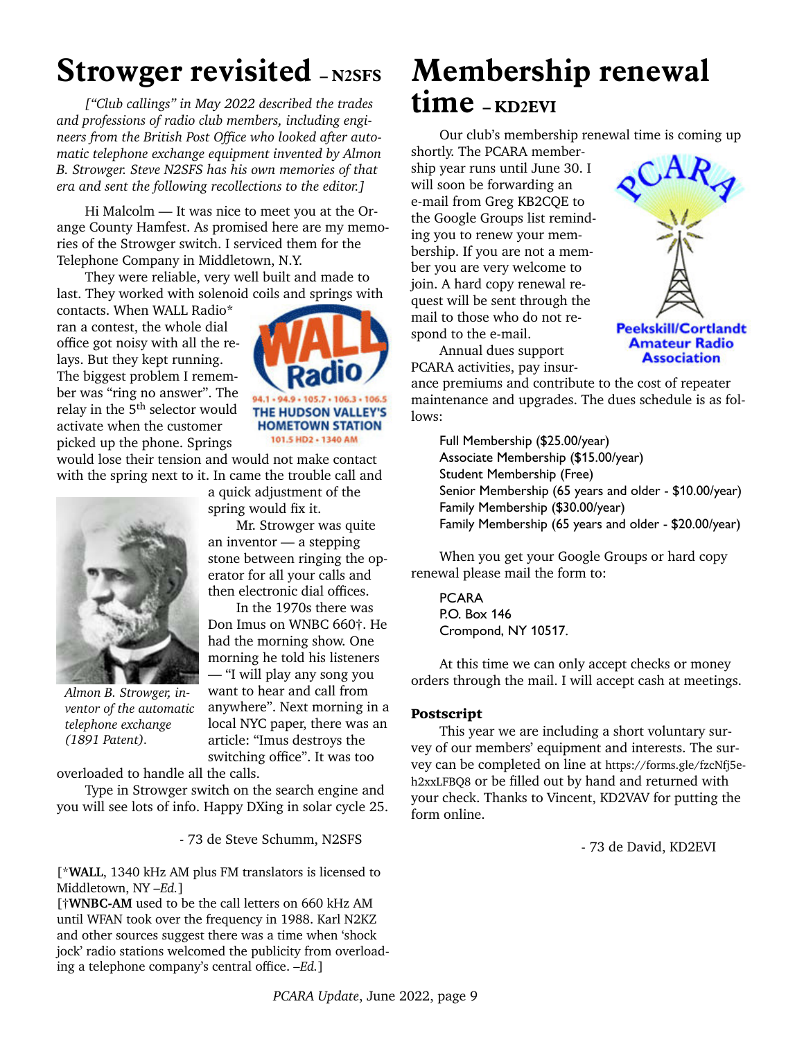# Strowger revisited – N2SFS

*["Club callings" in May 2022 described the trades and professions of radio club members, including engineers from the British Post Office who looked after automatic telephone exchange equipment invented by Almon B. Strowger. Steve N2SFS has his own memories of that era and sent the following recollections to the editor.]*

Hi Malcolm — It was nice to meet you at the Orange County Hamfest. As promised here are my memories of the Strowger switch. I serviced them for the Telephone Company in Middletown, N.Y.

They were reliable, very well built and made to last. They worked with solenoid coils and springs with contacts. When WALL Radio* ran a contest, the whole dial office got noisy with all the relays. But they kept running. The biggest problem I remember was "ring no answer". The relay in the 5th selector would activate when the customer picked up the phone. Springs would lose their tension and would not make contact with the spring next to it. In came the trouble call and a quick adjustment of the spring would fix it.

Mr. Strowger was quite an inventor — a stepping stone between ringing the operator for all your calls and then electronic dial offices.

In the 1970s there was Don Imus on WNBC 660†. He had the morning show. One morning he told his listeners — "I will play any song you want to hear and call from anywhere". Next morning in a local NYC paper, there was an article: "Imus destroys the switching office". It was too overloaded to handle all the calls.

*Almon B. Strowger, inventor of the automatic telephone exchange (1891 Patent).*

Type in Strowger switch on the search engine and you will see lots of info. Happy DXing in solar cycle 25.

- 73 de Steve Schumm, N2SFS

[***WALL**, 1340 kHz AM plus FM translators is licensed to Middletown, NY –*Ed.*]

[†**WNBC-AM** used to be the call letters on 660 kHz AM until WFAN took over the frequency in 1988. Karl N2KZ and other sources suggest there was a time when 'shock jock' radio stations welcomed the publicity from overloading a telephone company's central office. –*Ed.*]

# Membership renewal time – KD2EVI

Our club's membership renewal time is coming up shortly. The PCARA membership year runs until June 30. I will soon be forwarding an e-mail from Greg KB2CQE to the Google Groups list reminding you to renew your membership. If you are not a member you are very welcome to join. A hard copy renewal request will be sent through the mail to those who do not respond to the e-mail.

Annual dues support PCARA activities, pay insurance premiums and contribute to the cost of repeater maintenance and upgrades. The dues schedule is as follows:

Full Membership ($25.00/year)
Associate Membership ($15.00/year)
Student Membership (Free)
Senior Membership (65 years and older - $10.00/year)
Family Membership ($30.00/year)
Family Membership (65 years and older - $20.00/year)

When you get your Google Groups or hard copy renewal please mail the form to:

PCARA
P.O. Box 146
Crompond, NY 10517.

At this time we can only accept checks or money orders through the mail. I will accept cash at meetings.

### Postscript

This year we are including a short voluntary survey of our members' equipment and interests. The survey can be completed on line at https://forms.gle/fzcNfj5eh2xxLFBQ8 or be filled out by hand and returned with your check. Thanks to Vincent, KD2VAV for putting the form online.

- 73 de David, KD2EVI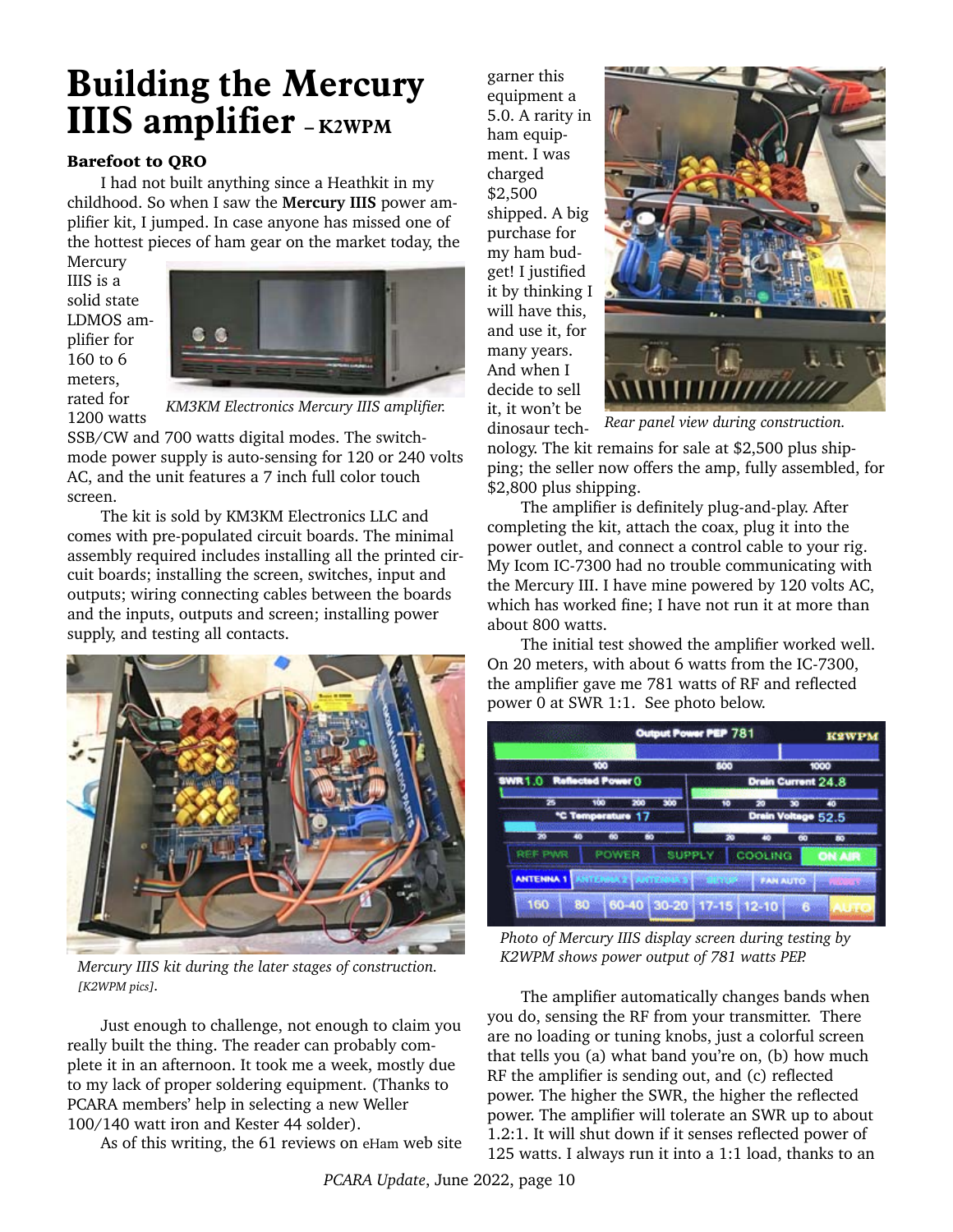# Building the Mercury IIIS amplifier – K2WPM

### Barefoot to QRO

I had not built anything since a Heathkit in my childhood. So when I saw the **Mercury IIIS** power amplifier kit, I jumped. In case anyone has missed one of the hottest pieces of ham gear on the market today, the Mercury IIIS is a solid state LDMOS amplifier for 160 to 6 meters, rated for 1200 watts SSB/CW and 700 watts digital modes. The switch-mode power supply is auto-sensing for 120 or 240 volts AC, and the unit features a 7 inch full color touch screen.

*KM3KM Electronics Mercury IIIS amplifier.*

The kit is sold by KM3KM Electronics LLC and comes with pre-populated circuit boards. The minimal assembly required includes installing all the printed circuit boards; installing the screen, switches, input and outputs; wiring connecting cables between the boards and the inputs, outputs and screen; installing power supply, and testing all contacts.

*Mercury IIIS kit during the later stages of construction. [K2WPM pics].*

Just enough to challenge, not enough to claim you really built the thing. The reader can probably complete it in an afternoon. It took me a week, mostly due to my lack of proper soldering equipment. (Thanks to PCARA members' help in selecting a new Weller 100/140 watt iron and Kester 44 solder).

As of this writing, the 61 reviews on eHam web site garner this equipment a 5.0. A rarity in ham equipment. I was charged $2,500 shipped. A big purchase for my ham budget! I justified it by thinking I will have this, and use it, for many years. And when I decide to sell it, it won't be dinosaur technology. The kit remains for sale at $2,500 plus shipping; the seller now offers the amp, fully assembled, for $2,800 plus shipping.

*Rear panel view during construction.*

The amplifier is definitely plug-and-play. After completing the kit, attach the coax, plug it into the power outlet, and connect a control cable to your rig. My Icom IC-7300 had no trouble communicating with the Mercury III. I have mine powered by 120 volts AC, which has worked fine; I have not run it at more than about 800 watts.

The initial test showed the amplifier worked well. On 20 meters, with about 6 watts from the IC-7300, the amplifier gave me 781 watts of RF and reflected power 0 at SWR 1:1. See photo below.

*Photo of Mercury IIIS display screen during testing by K2WPM shows power output of 781 watts PEP.*

The amplifier automatically changes bands when you do, sensing the RF from your transmitter. There are no loading or tuning knobs, just a colorful screen that tells you (a) what band you're on, (b) how much RF the amplifier is sending out, and (c) reflected power. The higher the SWR, the higher the reflected power. The amplifier will tolerate an SWR up to about 1.2:1. It will shut down if it senses reflected power of 125 watts. I always run it into a 1:1 load, thanks to an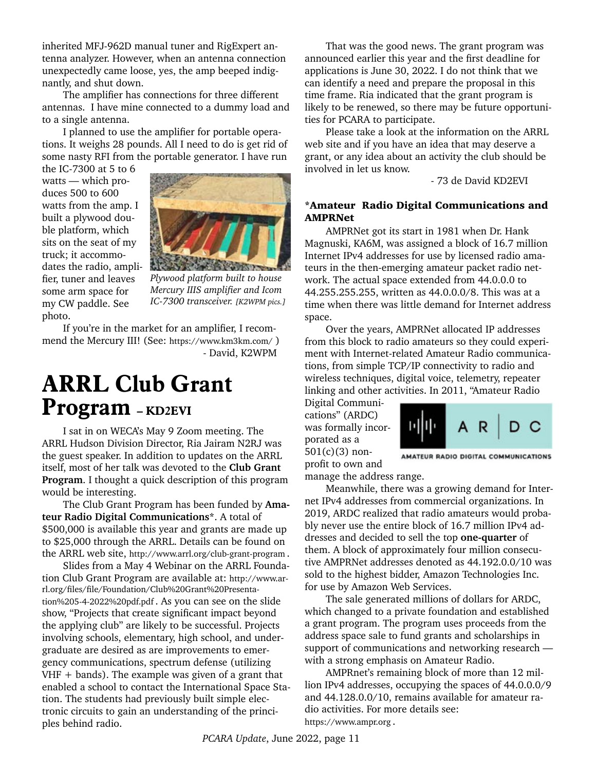inherited MFJ-962D manual tuner and RigExpert antenna analyzer. However, when an antenna connection unexpectedly came loose, yes, the amp beeped indignantly, and shut down.

The amplifier has connections for three different antennas. I have mine connected to a dummy load and to a single antenna.

I planned to use the amplifier for portable operations. It weighs 28 pounds. All I need to do is get rid of some nasty RFI from the portable generator. I have run the IC-7300 at 5 to 6 watts — which produces 500 to 600 watts from the amp. I built a plywood double platform, which sits on the seat of my truck; it accommodates the radio, amplifier, tuner and leaves some arm space for my CW paddle. See photo.

*Plywood platform built to house Mercury IIIS amplifier and Icom IC-7300 transceiver. [K2WPM pics.]*

If you're in the market for an amplifier, I recommend the Mercury III! (See: https://www.km3km.com/ )

- David, K2WPM

# ARRL Club Grant Program – KD2EVI

I sat in on WECA's May 9 Zoom meeting. The ARRL Hudson Division Director, Ria Jairam N2RJ was the guest speaker. In addition to updates on the ARRL itself, most of her talk was devoted to the **Club Grant Program**. I thought a quick description of this program would be interesting.

The Club Grant Program has been funded by **Amateur Radio Digital Communications***. A total of $500,000 is available this year and grants are made up to $25,000 through the ARRL. Details can be found on the ARRL web site, http://www.arrl.org/club-grant-program .

Slides from a May 4 Webinar on the ARRL Foundation Club Grant Program are available at: http://www.arrl.org/files/file/Foundation/Club%20Grant%20Presentation%205-4-2022%20pdf.pdf . As you can see on the slide show, "Projects that create significant impact beyond the applying club" are likely to be successful. Projects involving schools, elementary, high school, and undergraduate are desired as are improvements to emergency communications, spectrum defense (utilizing VHF + bands). The example was given of a grant that enabled a school to contact the International Space Station. The students had previously built simple electronic circuits to gain an understanding of the principles behind radio.

That was the good news. The grant program was announced earlier this year and the first deadline for applications is June 30, 2022. I do not think that we can identify a need and prepare the proposal in this time frame. Ria indicated that the grant program is likely to be renewed, so there may be future opportunities for PCARA to participate.

Please take a look at the information on the ARRL web site and if you have an idea that may deserve a grant, or any idea about an activity the club should be involved in let us know.

- 73 de David KD2EVI

### *Amateur Radio Digital Communications and AMPRNet

AMPRNet got its start in 1981 when Dr. Hank Magnuski, KA6M, was assigned a block of 16.7 million Internet IPv4 addresses for use by licensed radio amateurs in the then-emerging amateur packet radio network. The actual space extended from 44.0.0.0 to 44.255.255.255, written as 44.0.0.0/8. This was at a time when there was little demand for Internet address space.

Over the years, AMPRNet allocated IP addresses from this block to radio amateurs so they could experiment with Internet-related Amateur Radio communications, from simple TCP/IP connectivity to radio and wireless techniques, digital voice, telemetry, repeater linking and other activities. In 2011, "Amateur Radio Digital Communications" (ARDC) was formally incorporated as a 501(c)(3) non-profit to own and manage the address range.

AMATEUR RADIO DIGITAL COMMUNICATIONS

Meanwhile, there was a growing demand for Internet IPv4 addresses from commercial organizations. In 2019, ARDC realized that radio amateurs would probably never use the entire block of 16.7 million IPv4 addresses and decided to sell the top **one-quarter** of them. A block of approximately four million consecutive AMPRNet addresses denoted as 44.192.0.0/10 was sold to the highest bidder, Amazon Technologies Inc. for use by Amazon Web Services.

The sale generated millions of dollars for ARDC, which changed to a private foundation and established a grant program. The program uses proceeds from the address space sale to fund grants and scholarships in support of communications and networking research — with a strong emphasis on Amateur Radio.

AMPRnet's remaining block of more than 12 million IPv4 addresses, occupying the spaces of 44.0.0.0/9 and 44.128.0.0/10, remains available for amateur radio activities. For more details see: https://www.ampr.org .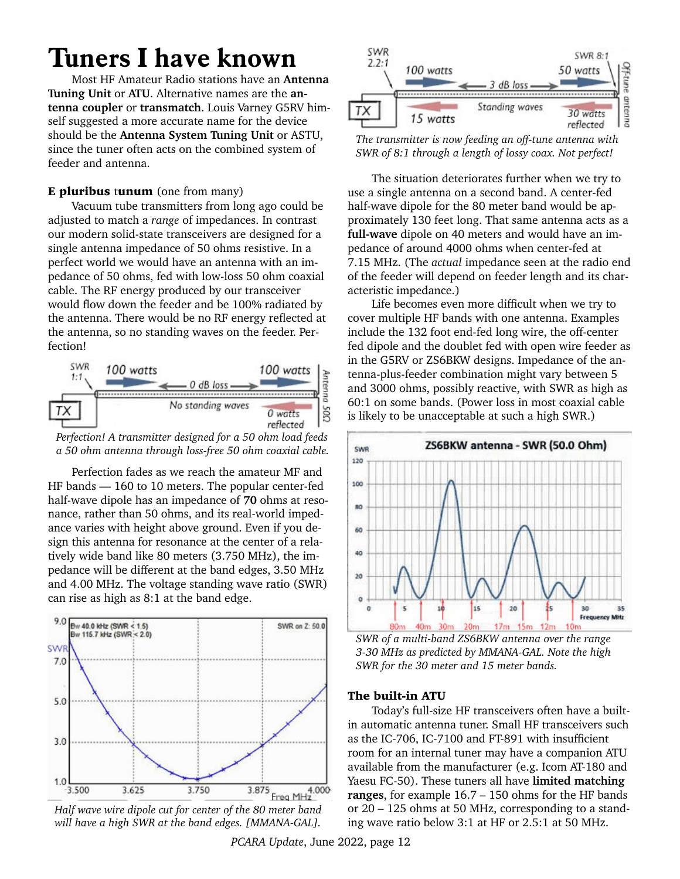# Tuners I have known

Most HF Amateur Radio stations have an **Antenna Tuning Unit** or **ATU**. Alternative names are the **antenna coupler** or **transmatch**. Louis Varney G5RV himself suggested a more accurate name for the device should be the **Antenna System Tuning Unit** or ASTU, since the tuner often acts on the combined system of feeder and antenna.

**E pluribus tunum** (one from many)

Vacuum tube transmitters from long ago could be adjusted to match a *range* of impedances. In contrast our modern solid-state transceivers are designed for a single antenna impedance of 50 ohms resistive. In a perfect world we would have an antenna with an impedance of 50 ohms, fed with low-loss 50 ohm coaxial cable. The RF energy produced by our transceiver would flow down the feeder and be 100% radiated by the antenna. There would be no RF energy reflected at the antenna, so no standing waves on the feeder. Perfection!

SWR 1:1
100 watts
0 dB loss
100 watts
TX
No standing waves
0 watts reflected
Antenna 50Ω

*Perfection! A transmitter designed for a 50 ohm load feeds a 50 ohm antenna through loss-free 50 ohm coaxial cable.*

Perfection fades as we reach the amateur MF and HF bands — 160 to 10 meters. The popular center-fed half-wave dipole has an impedance of **70** ohms at resonance, rather than 50 ohms, and its real-world impedance varies with height above ground. Even if you design this antenna for resonance at the center of a relatively wide band like 80 meters (3.750 MHz), the impedance will be different at the band edges, 3.50 MHz and 4.00 MHz. The voltage standing wave ratio (SWR) can rise as high as 8:1 at the band edge.

Bw 40.0 kHz (SWR < 1.5)
Bw 115.7 kHz (SWR < 2.0)
SWR on Z: 50.0
SWR
9.0
7.0
5.0
3.0
1.0
3.500
3.625
3.750
3.875
4.000
Freq MHz

*Half wave wire dipole cut for center of the 80 meter band will have a high SWR at the band edges. [MMANA-GAL].*

SWR 2.2:1
100 watts
3 dB loss
SWR 8:1
50 watts
TX
15 watts
Standing waves
30 watts reflected
Off-tune antenna

*The transmitter is now feeding an off-tune antenna with SWR of 8:1 through a length of lossy coax. Not perfect!*

The situation deteriorates further when we try to use a single antenna on a second band. A center-fed half-wave dipole for the 80 meter band would be approximately 130 feet long. That same antenna acts as a **full-wave** dipole on 40 meters and would have an impedance of around 4000 ohms when center-fed at 7.15 MHz. (The *actual* impedance seen at the radio end of the feeder will depend on feeder length and its characteristic impedance.)

Life becomes even more difficult when we try to cover multiple HF bands with one antenna. Examples include the 132 foot end-fed long wire, the off-center fed dipole and the doublet fed with open wire feeder as in the G5RV or ZS6BKW designs. Impedance of the antenna-plus-feeder combination might vary between 5 and 3000 ohms, possibly reactive, with SWR as high as 60:1 on some bands. (Power loss in most coaxial cable is likely to be unacceptable at such a high SWR.)

ZS6BKW antenna - SWR (50.0 Ohm)
SWR
120
100
80
60
40
20
0
0
5
10
15
20
25
30
35
Frequency MHz
80m 40m 30m 20m 17m 15m 12m 10m

*SWR of a multi-band ZS6BKW antenna over the range 3-30 MHz as predicted by MMANA-GAL. Note the high SWR for the 30 meter and 15 meter bands.*

**The built-in ATU**

Today's full-size HF transceivers often have a built-in automatic antenna tuner. Small HF transceivers such as the IC-706, IC-7100 and FT-891 with insufficient room for an internal tuner may have a companion ATU available from the manufacturer (e.g. Icom AT-180 and Yaesu FC-50). These tuners all have **limited matching ranges**, for example 16.7 – 150 ohms for the HF bands or 20 – 125 ohms at 50 MHz, corresponding to a standing wave ratio below 3:1 at HF or 2.5:1 at 50 MHz.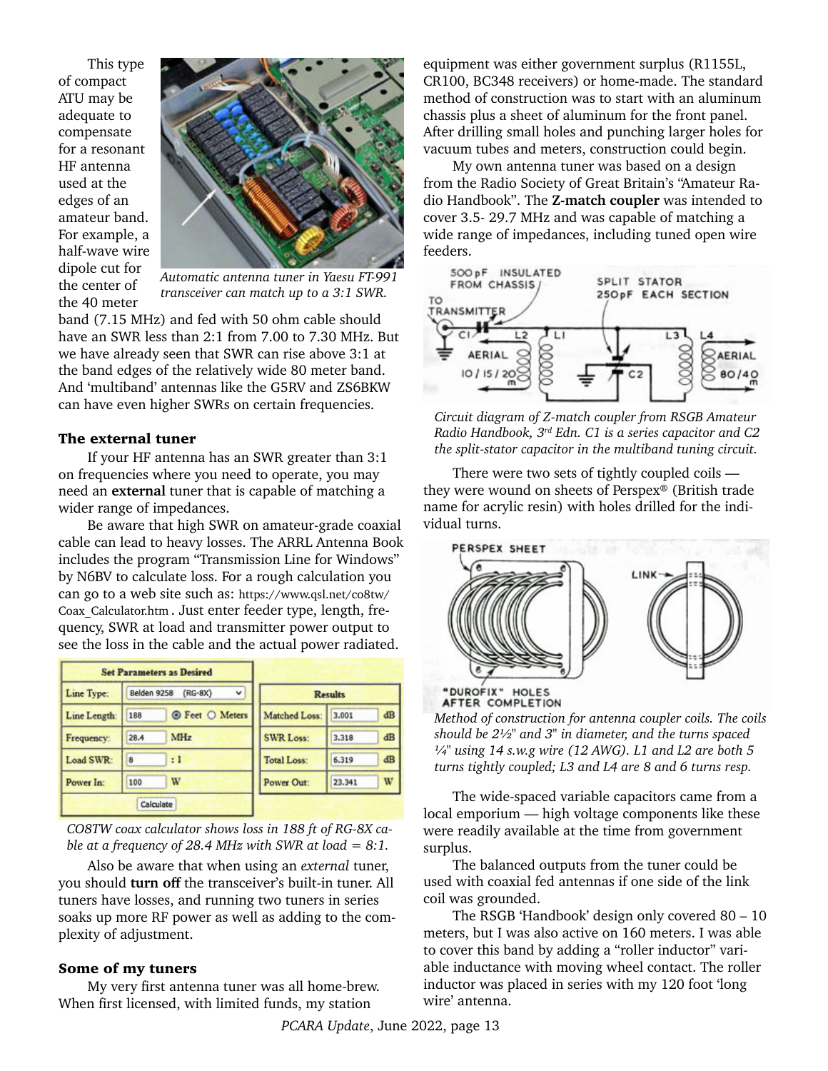This type of compact ATU may be adequate to compensate for a resonant HF antenna used at the edges of an amateur band. For example, a half-wave wire dipole cut for the center of the 40 meter band (7.15 MHz) and fed with 50 ohm cable should have an SWR less than 2:1 from 7.00 to 7.30 MHz. But we have already seen that SWR can rise above 3:1 at the band edges of the relatively wide 80 meter band. And 'multiband' antennas like the G5RV and ZS6BKW can have even higher SWRs on certain frequencies.

*Automatic antenna tuner in Yaesu FT-991 transceiver can match up to a 3:1 SWR.*

### The external tuner

If your HF antenna has an SWR greater than 3:1 on frequencies where you need to operate, you may need an **external** tuner that is capable of matching a wider range of impedances.

Be aware that high SWR on amateur-grade coaxial cable can lead to heavy losses. The ARRL Antenna Book includes the program "Transmission Line for Windows" by N6BV to calculate loss. For a rough calculation you can go to a web site such as: https://www.qsl.net/co8tw/Coax_Calculator.htm . Just enter feeder type, length, frequency, SWR at load and transmitter power output to see the loss in the cable and the actual power radiated.

| Set Parameters as Desired | | |
|---|---|---|
| Line Type: | Belden 9258 (RG-8X) | |
| Line Length: | 188 | Feet / Meters |
| Frequency: | 28.4 | MHz |
| Load SWR: | 8 | :1 |
| Power In: | 100 | W |

| Results | | |
|---|---|---|
| Matched Loss: | 3.001 | dB |
| SWR Loss: | 3.318 | dB |
| Total Loss: | 6.319 | dB |
| Power Out: | 23.341 | W |

*CO8TW coax calculator shows loss in 188 ft of RG-8X cable at a frequency of 28.4 MHz with SWR at load = 8:1.*

Also be aware that when using an *external* tuner, you should **turn off** the transceiver's built-in tuner. All tuners have losses, and running two tuners in series soaks up more RF power as well as adding to the complexity of adjustment.

### Some of my tuners

My very first antenna tuner was all home-brew. When first licensed, with limited funds, my station equipment was either government surplus (R1155L, CR100, BC348 receivers) or home-made. The standard method of construction was to start with an aluminum chassis plus a sheet of aluminum for the front panel. After drilling small holes and punching larger holes for vacuum tubes and meters, construction could begin.

My own antenna tuner was based on a design from the Radio Society of Great Britain's "Amateur Radio Handbook". The **Z-match coupler** was intended to cover 3.5- 29.7 MHz and was capable of matching a wide range of impedances, including tuned open wire feeders.

500 pF INSULATED FROM CHASSIS
SPLIT STATOR 250pF EACH SECTION
TO TRANSMITTER
C1 L2 L1 L3 L4
AERIAL 10/15/20 m
C2
AERIAL 80/40 m

*Circuit diagram of Z-match coupler from RSGB Amateur Radio Handbook, 3rd Edn. C1 is a series capacitor and C2 the split-stator capacitor in the multiband tuning circuit.*

There were two sets of tightly coupled coils — they were wound on sheets of Perspex® (British trade name for acrylic resin) with holes drilled for the individual turns.

PERSPEX SHEET
LINK
"DUROFIX" HOLES AFTER COMPLETION

*Method of construction for antenna coupler coils. The coils should be 2½" and 3" in diameter, and the turns spaced ¼" using 14 s.w.g wire (12 AWG). L1 and L2 are both 5 turns tightly coupled; L3 and L4 are 8 and 6 turns resp.*

The wide-spaced variable capacitors came from a local emporium — high voltage components like these were readily available at the time from government surplus.

The balanced outputs from the tuner could be used with coaxial fed antennas if one side of the link coil was grounded.

The RSGB 'Handbook' design only covered 80 – 10 meters, but I was also active on 160 meters. I was able to cover this band by adding a "roller inductor" variable inductance with moving wheel contact. The roller inductor was placed in series with my 120 foot 'long wire' antenna.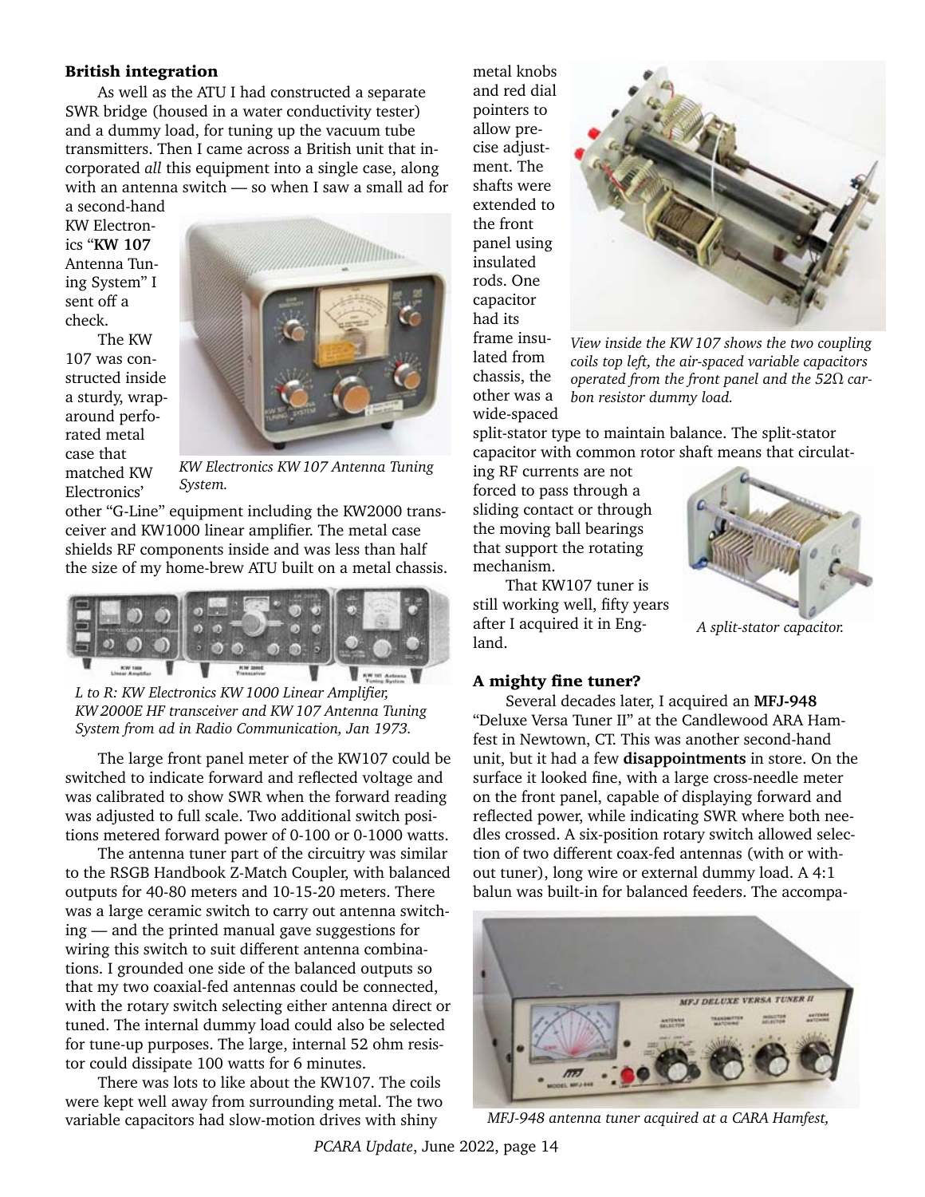### British integration

As well as the ATU I had constructed a separate SWR bridge (housed in a water conductivity tester) and a dummy load, for tuning up the vacuum tube transmitters. Then I came across a British unit that incorporated *all* this equipment into a single case, along with an antenna switch — so when I saw a small ad for a second-hand KW Electronics "**KW 107** Antenna Tuning System" I sent off a check.

The KW 107 was constructed inside a sturdy, wrap-around perforated metal case that matched KW Electronics' other "G-Line" equipment including the KW2000 transceiver and KW1000 linear amplifier. The metal case shields RF components inside and was less than half the size of my home-brew ATU built on a metal chassis.

*KW Electronics KW 107 Antenna Tuning System.*

*L to R: KW Electronics KW 1000 Linear Amplifier, KW 2000E HF transceiver and KW 107 Antenna Tuning System from ad in Radio Communication, Jan 1973.*

The large front panel meter of the KW107 could be switched to indicate forward and reflected voltage and was calibrated to show SWR when the forward reading was adjusted to full scale. Two additional switch positions metered forward power of 0-100 or 0-1000 watts.

The antenna tuner part of the circuitry was similar to the RSGB Handbook Z-Match Coupler, with balanced outputs for 40-80 meters and 10-15-20 meters. There was a large ceramic switch to carry out antenna switching — and the printed manual gave suggestions for wiring this switch to suit different antenna combinations. I grounded one side of the balanced outputs so that my two coaxial-fed antennas could be connected, with the rotary switch selecting either antenna direct or tuned. The internal dummy load could also be selected for tune-up purposes. The large, internal 52 ohm resistor could dissipate 100 watts for 6 minutes.

There was lots to like about the KW107. The coils were kept well away from surrounding metal. The two variable capacitors had slow-motion drives with shiny metal knobs and red dial pointers to allow precise adjustment. The shafts were extended to the front panel using insulated rods. One capacitor had its frame insulated from chassis, the other was a wide-spaced split-stator type to maintain balance. The split-stator capacitor with common rotor shaft means that circulating RF currents are not forced to pass through a sliding contact or through the moving ball bearings that support the rotating mechanism.

*View inside the KW 107 shows the two coupling coils top left, the air-spaced variable capacitors operated from the front panel and the 52Ω carbon resistor dummy load.*

That KW107 tuner is still working well, fifty years after I acquired it in England.

*A split-stator capacitor.*

### A mighty fine tuner?

Several decades later, I acquired an **MFJ-948** "Deluxe Versa Tuner II" at the Candlewood ARA Hamfest in Newtown, CT. This was another second-hand unit, but it had a few **disappointments** in store. On the surface it looked fine, with a large cross-needle meter on the front panel, capable of displaying forward and reflected power, while indicating SWR where both needles crossed. A six-position rotary switch allowed selection of two different coax-fed antennas (with or without tuner), long wire or external dummy load. A 4:1 balun was built-in for balanced feeders. The accompa-

*MFJ-948 antenna tuner acquired at a CARA Hamfest,*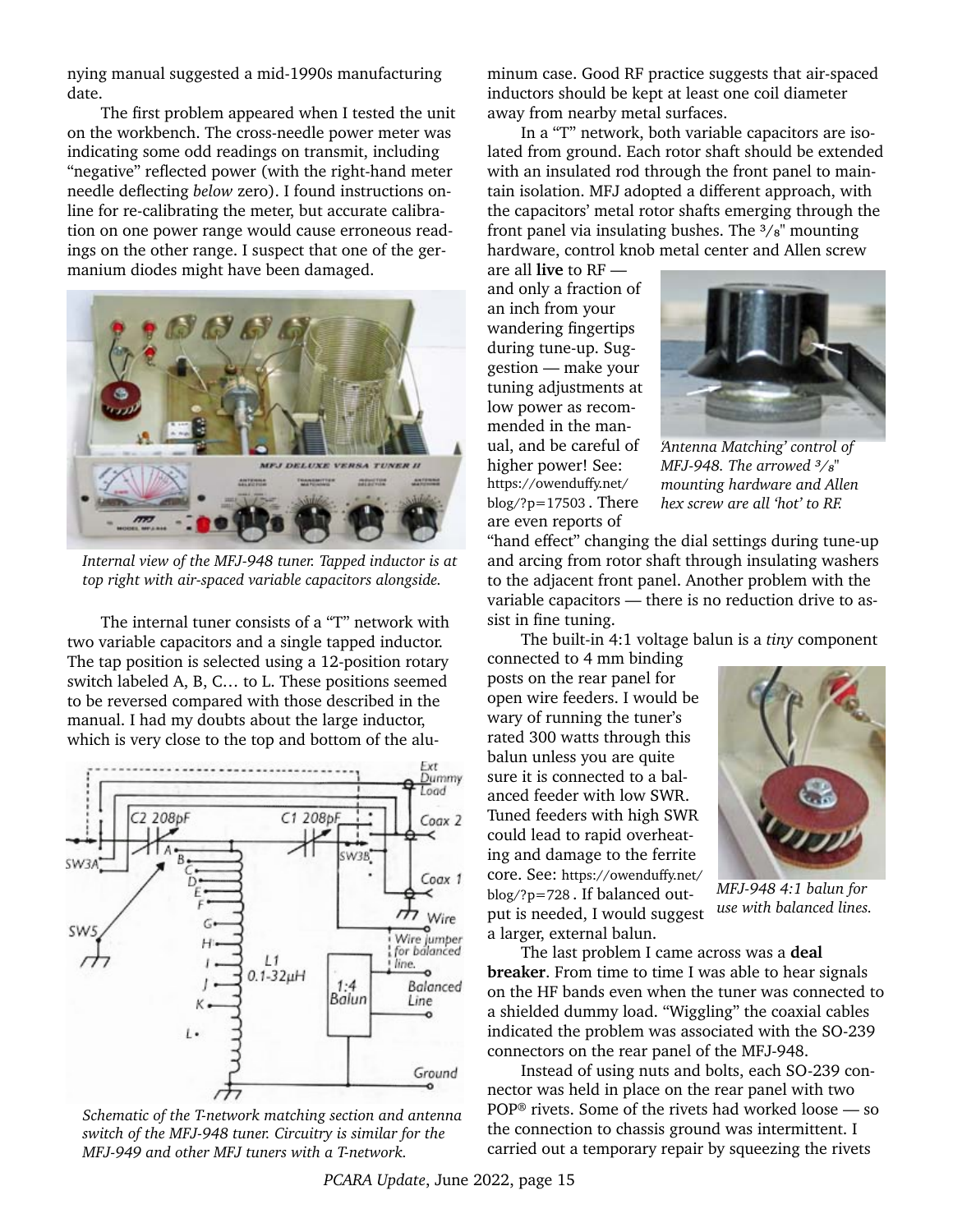nying manual suggested a mid-1990s manufacturing date.

The first problem appeared when I tested the unit on the workbench. The cross-needle power meter was indicating some odd readings on transmit, including "negative" reflected power (with the right-hand meter needle deflecting *below* zero). I found instructions online for re-calibrating the meter, but accurate calibration on one power range would cause erroneous readings on the other range. I suspect that one of the germanium diodes might have been damaged.

*Internal view of the MFJ-948 tuner. Tapped inductor is at top right with air-spaced variable capacitors alongside.*

The internal tuner consists of a "T" network with two variable capacitors and a single tapped inductor. The tap position is selected using a 12-position rotary switch labeled A, B, C… to L. These positions seemed to be reversed compared with those described in the manual. I had my doubts about the large inductor, which is very close to the top and bottom of the aluminum case. Good RF practice suggests that air-spaced inductors should be kept at least one coil diameter away from nearby metal surfaces.

Ext Dummy Load
C2 208pF
C1 208pF
Coax 2
SW3A
SW3B
A
B
C
D
E
F
G
H
I
J
K
L
Coax 1
Wire
SW5
Wire jumper for balanced line.
L1 0.1-32µH
1:4 Balun
Balanced Line
Ground

*Schematic of the T-network matching section and antenna switch of the MFJ-948 tuner. Circuitry is similar for the MFJ-949 and other MFJ tuners with a T-network.*

In a "T" network, both variable capacitors are isolated from ground. Each rotor shaft should be extended with an insulated rod through the front panel to maintain isolation. MFJ adopted a different approach, with the capacitors' metal rotor shafts emerging through the front panel via insulating bushes. The 3/8" mounting hardware, control knob metal center and Allen screw are all **live** to RF — and only a fraction of an inch from your wandering fingertips during tune-up. Suggestion — make your tuning adjustments at low power as recommended in the manual, and be careful of higher power! See: https://owenduffy.net/blog/?p=17503 . There are even reports of "hand effect" changing the dial settings during tune-up and arcing from rotor shaft through insulating washers to the adjacent front panel. Another problem with the variable capacitors — there is no reduction drive to assist in fine tuning.

*'Antenna Matching' control of MFJ-948. The arrowed 3/8" mounting hardware and Allen hex screw are all 'hot' to RF.*

The built-in 4:1 voltage balun is a *tiny* component connected to 4 mm binding posts on the rear panel for open wire feeders. I would be wary of running the tuner's rated 300 watts through this balun unless you are quite sure it is connected to a balanced feeder with low SWR. Tuned feeders with high SWR could lead to rapid overheating and damage to the ferrite core. See: https://owenduffy.net/blog/?p=728 . If balanced output is needed, I would suggest a larger, external balun.

*MFJ-948 4:1 balun for use with balanced lines.*

The last problem I came across was a **deal breaker**. From time to time I was able to hear signals on the HF bands even when the tuner was connected to a shielded dummy load. "Wiggling" the coaxial cables indicated the problem was associated with the SO-239 connectors on the rear panel of the MFJ-948.

Instead of using nuts and bolts, each SO-239 connector was held in place on the rear panel with two POP® rivets. Some of the rivets had worked loose — so the connection to chassis ground was intermittent. I carried out a temporary repair by squeezing the rivets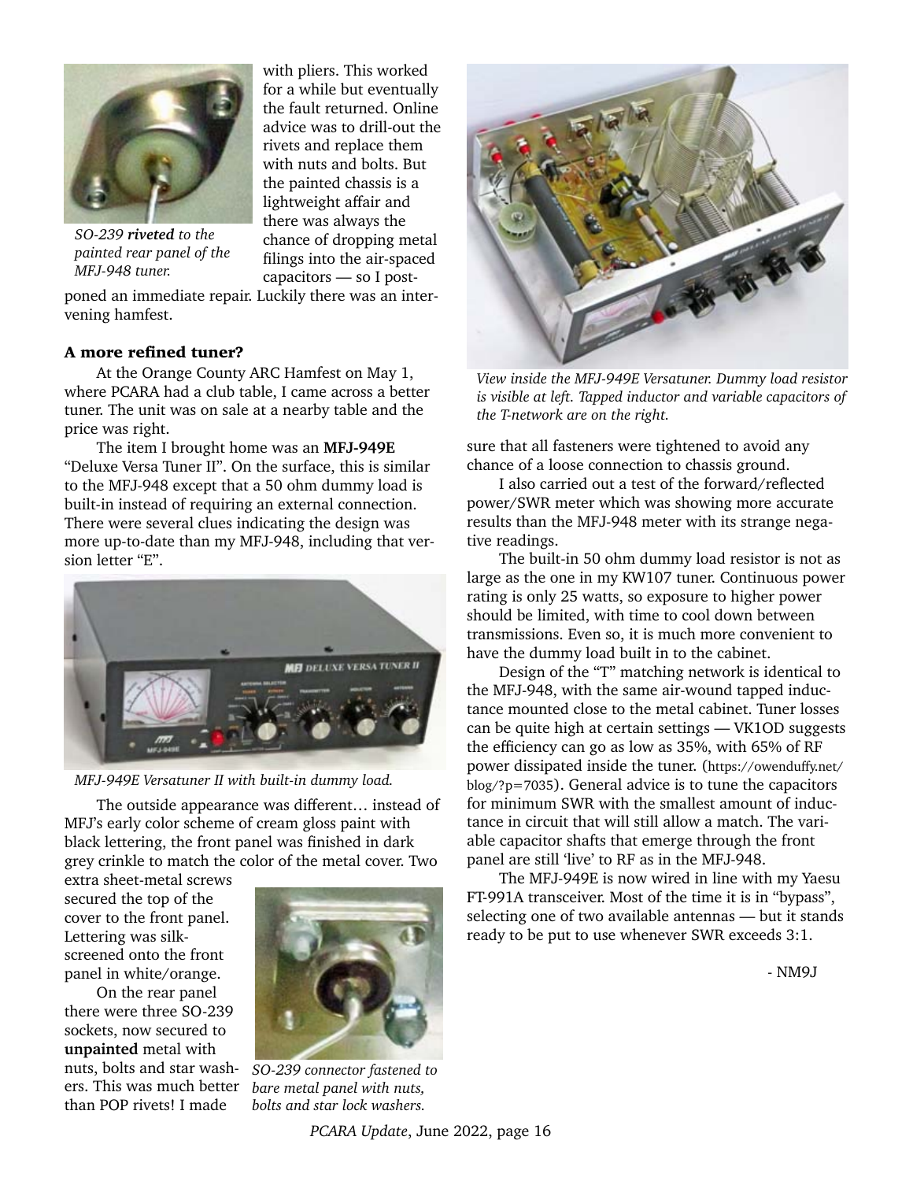SO-239 ***riveted*** *to the painted rear panel of the MFJ-948 tuner.*

with pliers. This worked for a while but eventually the fault returned. Online advice was to drill-out the rivets and replace them with nuts and bolts. But the painted chassis is a lightweight affair and there was always the chance of dropping metal filings into the air-spaced capacitors — so I postponed an immediate repair. Luckily there was an intervening hamfest.

### A more refined tuner?

At the Orange County ARC Hamfest on May 1, where PCARA had a club table, I came across a better tuner. The unit was on sale at a nearby table and the price was right.

The item I brought home was an **MFJ-949E** "Deluxe Versa Tuner II". On the surface, this is similar to the MFJ-948 except that a 50 ohm dummy load is built-in instead of requiring an external connection. There were several clues indicating the design was more up-to-date than my MFJ-948, including that version letter "E".

*MFJ-949E Versatuner II with built-in dummy load.*

The outside appearance was different… instead of MFJ's early color scheme of cream gloss paint with black lettering, the front panel was finished in dark grey crinkle to match the color of the metal cover. Two extra sheet-metal screws secured the top of the cover to the front panel. Lettering was silk-screened onto the front panel in white/orange.

On the rear panel there were three SO-239 sockets, now secured to **unpainted** metal with nuts, bolts and star washers. This was much better than POP rivets! I made sure that all fasteners were tightened to avoid any chance of a loose connection to chassis ground.

*SO-239 connector fastened to bare metal panel with nuts, bolts and star lock washers.*

*View inside the MFJ-949E Versatuner. Dummy load resistor is visible at left. Tapped inductor and variable capacitors of the T-network are on the right.*

I also carried out a test of the forward/reflected power/SWR meter which was showing more accurate results than the MFJ-948 meter with its strange negative readings.

The built-in 50 ohm dummy load resistor is not as large as the one in my KW107 tuner. Continuous power rating is only 25 watts, so exposure to higher power should be limited, with time to cool down between transmissions. Even so, it is much more convenient to have the dummy load built in to the cabinet.

Design of the "T" matching network is identical to the MFJ-948, with the same air-wound tapped inductance mounted close to the metal cabinet. Tuner losses can be quite high at certain settings — VK1OD suggests the efficiency can go as low as 35%, with 65% of RF power dissipated inside the tuner. (https://owenduffy.net/blog/?p=7035). General advice is to tune the capacitors for minimum SWR with the smallest amount of inductance in circuit that will still allow a match. The variable capacitor shafts that emerge through the front panel are still 'live' to RF as in the MFJ-948.

The MFJ-949E is now wired in line with my Yaesu FT-991A transceiver. Most of the time it is in "bypass", selecting one of two available antennas — but it stands ready to be put to use whenever SWR exceeds 3:1.

- NM9J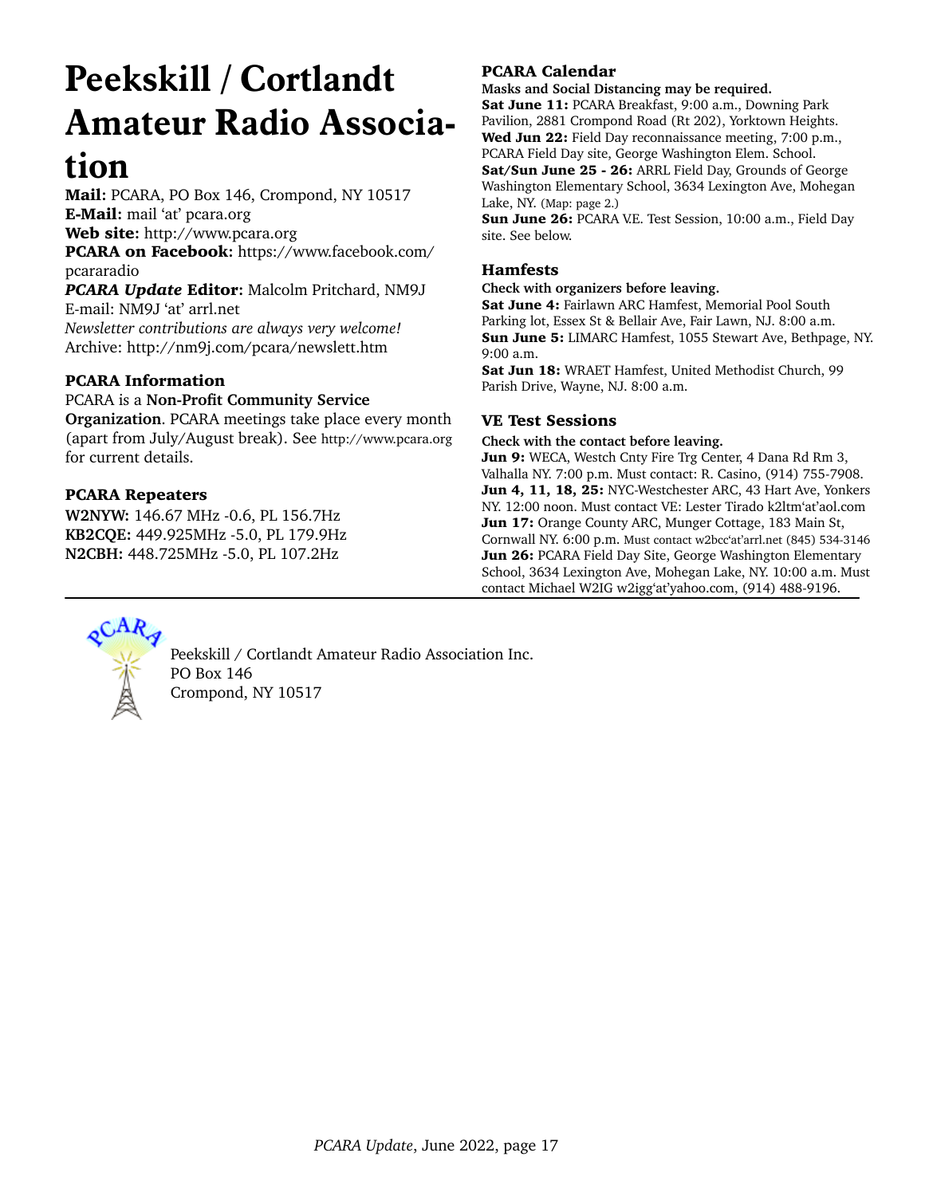# Peekskill / Cortlandt Amateur Radio Association

**Mail:** PCARA, PO Box 146, Crompond, NY 10517
**E-Mail:** mail 'at' pcara.org
**Web site:** http://www.pcara.org
**PCARA on Facebook:** https://www.facebook.com/pcararadio
***PCARA Update* Editor:** Malcolm Pritchard, NM9J
E-mail: NM9J 'at' arrl.net
*Newsletter contributions are always very welcome!*
Archive: http://nm9j.com/pcara/newslett.htm

### PCARA Information

PCARA is a **Non-Profit Community Service Organization**. PCARA meetings take place every month (apart from July/August break). See http://www.pcara.org for current details.

### PCARA Repeaters

**W2NYW:** 146.67 MHz -0.6, PL 156.7Hz
**KB2CQE:** 449.925MHz -5.0, PL 179.9Hz
**N2CBH:** 448.725MHz -5.0, PL 107.2Hz

### PCARA Calendar

**Masks and Social Distancing may be required.**
**Sat June 11:** PCARA Breakfast, 9:00 a.m., Downing Park Pavilion, 2881 Crompond Road (Rt 202), Yorktown Heights.
**Wed Jun 22:** Field Day reconnaissance meeting, 7:00 p.m., PCARA Field Day site, George Washington Elem. School.
**Sat/Sun June 25 - 26:** ARRL Field Day, Grounds of George Washington Elementary School, 3634 Lexington Ave, Mohegan Lake, NY. (Map: page 2.)
**Sun June 26:** PCARA V.E. Test Session, 10:00 a.m., Field Day site. See below.

### Hamfests

**Check with organizers before leaving.**
**Sat June 4:** Fairlawn ARC Hamfest, Memorial Pool South Parking lot, Essex St & Bellair Ave, Fair Lawn, NJ. 8:00 a.m.
**Sun June 5:** LIMARC Hamfest, 1055 Stewart Ave, Bethpage, NY. 9:00 a.m.
**Sat Jun 18:** WRAET Hamfest, United Methodist Church, 99 Parish Drive, Wayne, NJ. 8:00 a.m.

### VE Test Sessions

**Check with the contact before leaving.**
**Jun 9:** WECA, Westch Cnty Fire Trg Center, 4 Dana Rd Rm 3, Valhalla NY. 7:00 p.m. Must contact: R. Casino, (914) 755-7908.
**Jun 4, 11, 18, 25:** NYC-Westchester ARC, 43 Hart Ave, Yonkers NY. 12:00 noon. Must contact VE: Lester Tirado k2ltm'at'aol.com
**Jun 17:** Orange County ARC, Munger Cottage, 183 Main St, Cornwall NY. 6:00 p.m. Must contact w2bcc'at'arrl.net (845) 534-3146
**Jun 26:** PCARA Field Day Site, George Washington Elementary School, 3634 Lexington Ave, Mohegan Lake, NY. 10:00 a.m. Must contact Michael W2IG w2igg'at'yahoo.com, (914) 488-9196.

---

Peekskill / Cortlandt Amateur Radio Association Inc.
PO Box 146
Crompond, NY 10517